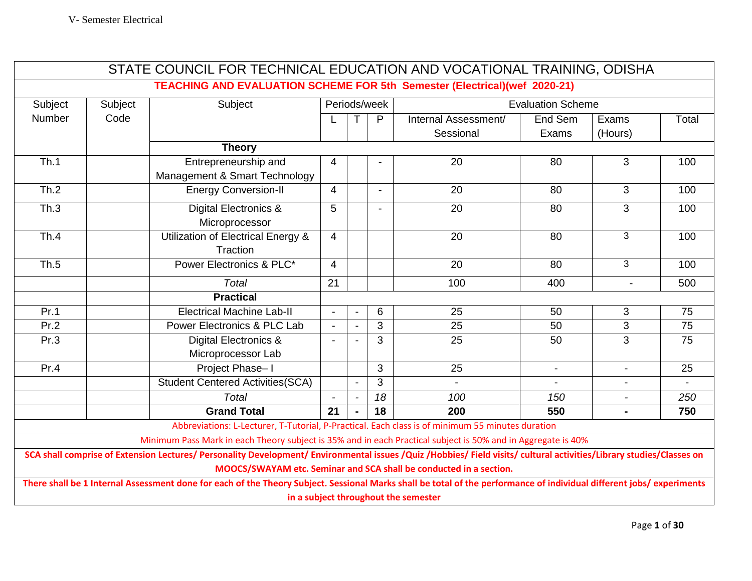# STATE COUNCIL FOR TECHNICAL EDUCATION AND VOCATIONAL TRAINING, ODISHA

## TEACHING AND EVALUATION SCHEME FOR 5th Semester (Electrical)(wef 2020-21)

| Subject Number | Subject Code | Subject | Periods/week | | | Evaluation Scheme | | | |
|---|---|---|---|---|---|---|---|---|---|
| | | | L | T | P | Internal Assessment/ Sessional | End Sem Exams | Exams (Hours) | Total |
| | | **Theory** | | | | | | | |
| Th.1 | | Entrepreneurship and Management & Smart Technology | 4 | | - | 20 | 80 | 3 | 100 |
| Th.2 | | Energy Conversion-II | 4 | | - | 20 | 80 | 3 | 100 |
| Th.3 | | Digital Electronics & Microprocessor | 5 | | - | 20 | 80 | 3 | 100 |
| Th.4 | | Utilization of Electrical Energy & Traction | 4 | | | 20 | 80 | 3 | 100 |
| Th.5 | | Power Electronics & PLC* | 4 | | | 20 | 80 | 3 | 100 |
| | | *Total* | 21 | | | 100 | 400 | - | 500 |
| | | **Practical** | | | | | | | |
| Pr.1 | | Electrical Machine Lab-II | - | - | 6 | 25 | 50 | 3 | 75 |
| Pr.2 | | Power Electronics & PLC Lab | - | - | 3 | 25 | 50 | 3 | 75 |
| Pr.3 | | Digital Electronics & Microprocessor Lab | - | - | 3 | 25 | 50 | 3 | 75 |
| Pr.4 | | Project Phase– I | | | 3 | 25 | - | - | 25 |
| | | Student Centered Activities(SCA) | | - | 3 | - | - | - | - |
| | | *Total* | - | - | *18* | *100* | *150* | - | *250* |
| | | **Grand Total** | **21** | **-** | **18** | **200** | **550** | **-** | **750** |

Abbreviations: L-Lecturer, T-Tutorial, P-Practical. Each class is of minimum 55 minutes duration

Minimum Pass Mark in each Theory subject is 35% and in each Practical subject is 50% and in Aggregate is 40%

**SCA shall comprise of Extension Lectures/ Personality Development/ Environmental issues /Quiz /Hobbies/ Field visits/ cultural activities/Library studies/Classes on MOOCS/SWAYAM etc. Seminar and SCA shall be conducted in a section.**

**There shall be 1 Internal Assessment done for each of the Theory Subject. Sessional Marks shall be total of the performance of individual different jobs/ experiments in a subject throughout the semester**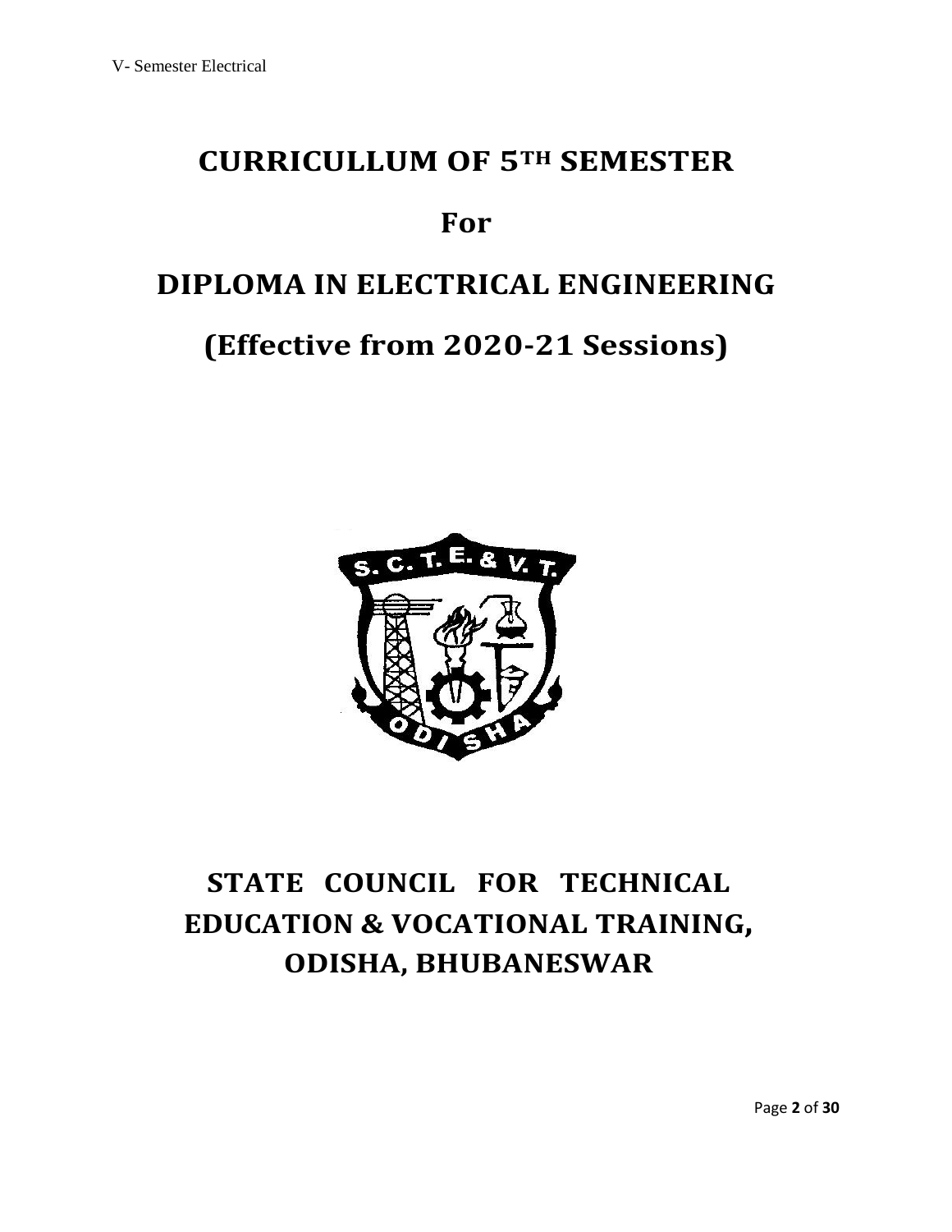# CURRICULLUM OF 5TH SEMESTER

# For

# DIPLOMA IN ELECTRICAL ENGINEERING

# (Effective from 2020-21 Sessions)

## STATE COUNCIL FOR TECHNICAL EDUCATION & VOCATIONAL TRAINING, ODISHA, BHUBANESWAR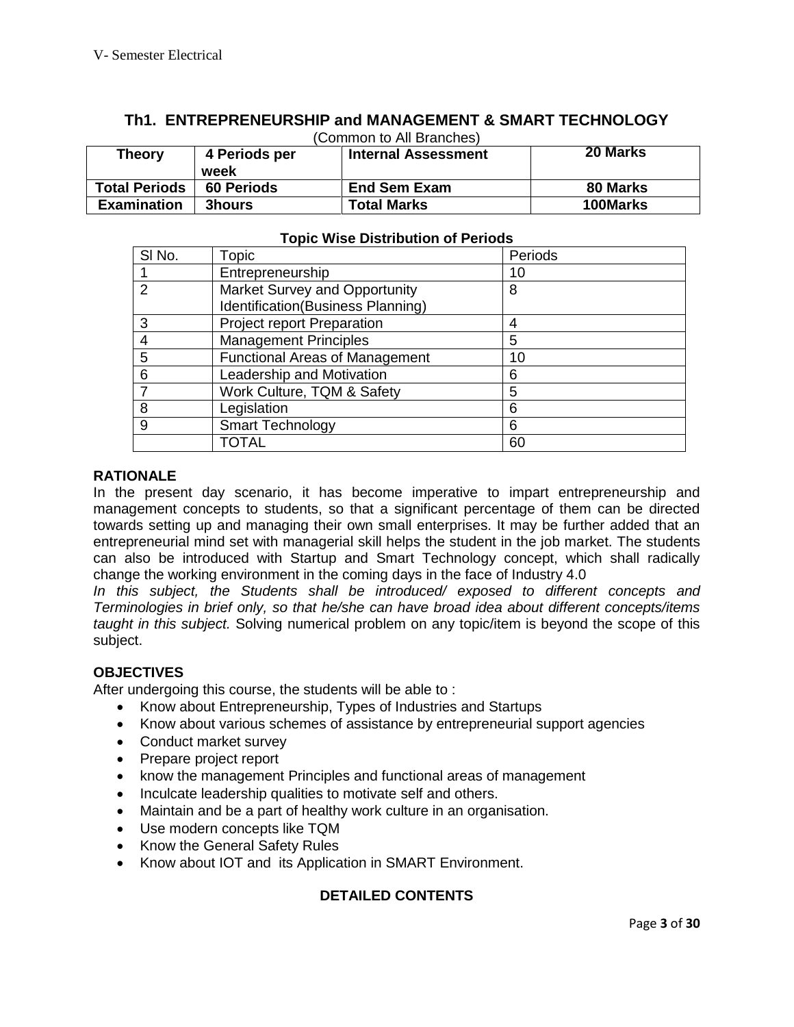V- Semester Electrical

## Th1. ENTREPRENEURSHIP and MANAGEMENT & SMART TECHNOLOGY

(Common to All Branches)

| **Theory** | **4 Periods per week** | **Internal Assessment** | **20 Marks** |
|---|---|---|---|
| **Total Periods** | **60 Periods** | **End Sem Exam** | **80 Marks** |
| **Examination** | **3hours** | **Total Marks** | **100Marks** |

**Topic Wise Distribution of Periods**

| Sl No. | Topic | Periods |
|---|---|---|
| 1 | Entrepreneurship | 10 |
| 2 | Market Survey and Opportunity Identification(Business Planning) | 8 |
| 3 | Project report Preparation | 4 |
| 4 | Management Principles | 5 |
| 5 | Functional Areas of Management | 10 |
| 6 | Leadership and Motivation | 6 |
| 7 | Work Culture, TQM & Safety | 5 |
| 8 | Legislation | 6 |
| 9 | Smart Technology | 6 |
| | TOTAL | 60 |

### RATIONALE

In the present day scenario, it has become imperative to impart entrepreneurship and management concepts to students, so that a significant percentage of them can be directed towards setting up and managing their own small enterprises. It may be further added that an entrepreneurial mind set with managerial skill helps the student in the job market. The students can also be introduced with Startup and Smart Technology concept, which shall radically change the working environment in the coming days in the face of Industry 4.0

*In this subject, the Students shall be introduced/ exposed to different concepts and Terminologies in brief only, so that he/she can have broad idea about different concepts/items taught in this subject.* Solving numerical problem on any topic/item is beyond the scope of this subject.

### OBJECTIVES

After undergoing this course, the students will be able to :

- Know about Entrepreneurship, Types of Industries and Startups
- Know about various schemes of assistance by entrepreneurial support agencies
- Conduct market survey
- Prepare project report
- know the management Principles and functional areas of management
- Inculcate leadership qualities to motivate self and others.
- Maintain and be a part of healthy work culture in an organisation.
- Use modern concepts like TQM
- Know the General Safety Rules
- Know about IOT and its Application in SMART Environment.

### DETAILED CONTENTS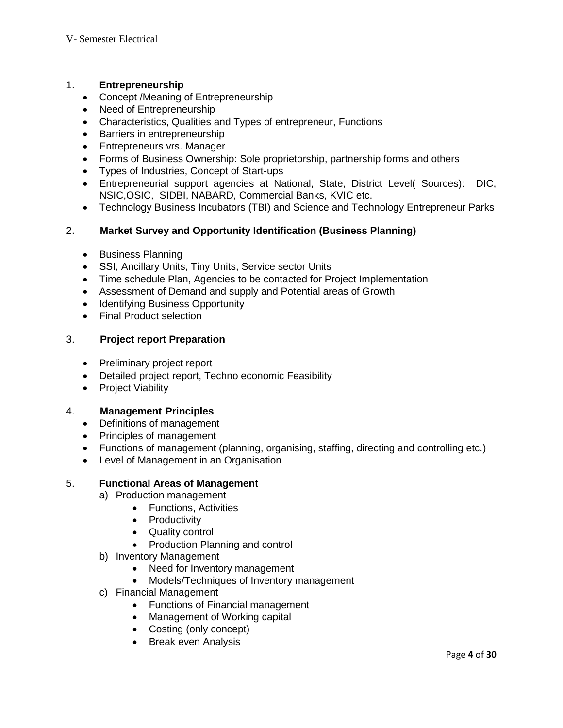1. **Entrepreneurship**
   - Concept /Meaning of Entrepreneurship
   - Need of Entrepreneurship
   - Characteristics, Qualities and Types of entrepreneur, Functions
   - Barriers in entrepreneurship
   - Entrepreneurs vrs. Manager
   - Forms of Business Ownership: Sole proprietorship, partnership forms and others
   - Types of Industries, Concept of Start-ups
   - Entrepreneurial support agencies at National, State, District Level( Sources): DIC, NSIC,OSIC, SIDBI, NABARD, Commercial Banks, KVIC etc.
   - Technology Business Incubators (TBI) and Science and Technology Entrepreneur Parks

2. **Market Survey and Opportunity Identification (Business Planning)**
   - Business Planning
   - SSI, Ancillary Units, Tiny Units, Service sector Units
   - Time schedule Plan, Agencies to be contacted for Project Implementation
   - Assessment of Demand and supply and Potential areas of Growth
   - Identifying Business Opportunity
   - Final Product selection

3. **Project report Preparation**
   - Preliminary project report
   - Detailed project report, Techno economic Feasibility
   - Project Viability

4. **Management Principles**
   - Definitions of management
   - Principles of management
   - Functions of management (planning, organising, staffing, directing and controlling etc.)
   - Level of Management in an Organisation

5. **Functional Areas of Management**
   a) Production management
      - Functions, Activities
      - Productivity
      - Quality control
      - Production Planning and control

   b) Inventory Management
      - Need for Inventory management
      - Models/Techniques of Inventory management

   c) Financial Management
      - Functions of Financial management
      - Management of Working capital
      - Costing (only concept)
      - Break even Analysis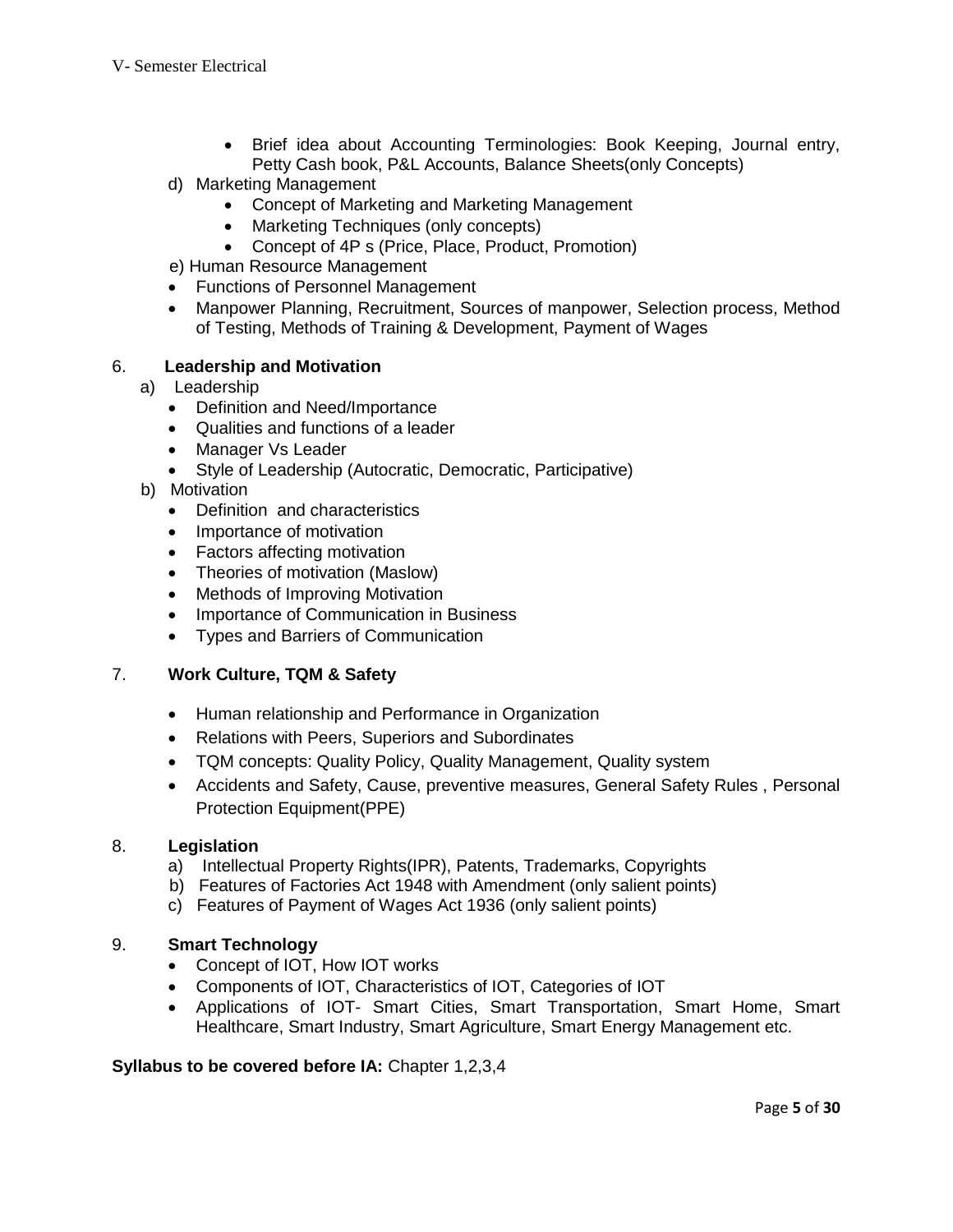- Brief idea about Accounting Terminologies: Book Keeping, Journal entry, Petty Cash book, P&L Accounts, Balance Sheets(only Concepts)

d) Marketing Management
- Concept of Marketing and Marketing Management
- Marketing Techniques (only concepts)
- Concept of 4P s (Price, Place, Product, Promotion)

e) Human Resource Management
- Functions of Personnel Management
- Manpower Planning, Recruitment, Sources of manpower, Selection process, Method of Testing, Methods of Training & Development, Payment of Wages

6. **Leadership and Motivation**

a) Leadership
- Definition and Need/Importance
- Qualities and functions of a leader
- Manager Vs Leader
- Style of Leadership (Autocratic, Democratic, Participative)

b) Motivation
- Definition and characteristics
- Importance of motivation
- Factors affecting motivation
- Theories of motivation (Maslow)
- Methods of Improving Motivation
- Importance of Communication in Business
- Types and Barriers of Communication

7. **Work Culture, TQM & Safety**

- Human relationship and Performance in Organization
- Relations with Peers, Superiors and Subordinates
- TQM concepts: Quality Policy, Quality Management, Quality system
- Accidents and Safety, Cause, preventive measures, General Safety Rules , Personal Protection Equipment(PPE)

8. **Legislation**

a) Intellectual Property Rights(IPR), Patents, Trademarks, Copyrights
b) Features of Factories Act 1948 with Amendment (only salient points)
c) Features of Payment of Wages Act 1936 (only salient points)

9. **Smart Technology**

- Concept of IOT, How IOT works
- Components of IOT, Characteristics of IOT, Categories of IOT
- Applications of IOT- Smart Cities, Smart Transportation, Smart Home, Smart Healthcare, Smart Industry, Smart Agriculture, Smart Energy Management etc.

**Syllabus to be covered before IA:** Chapter 1,2,3,4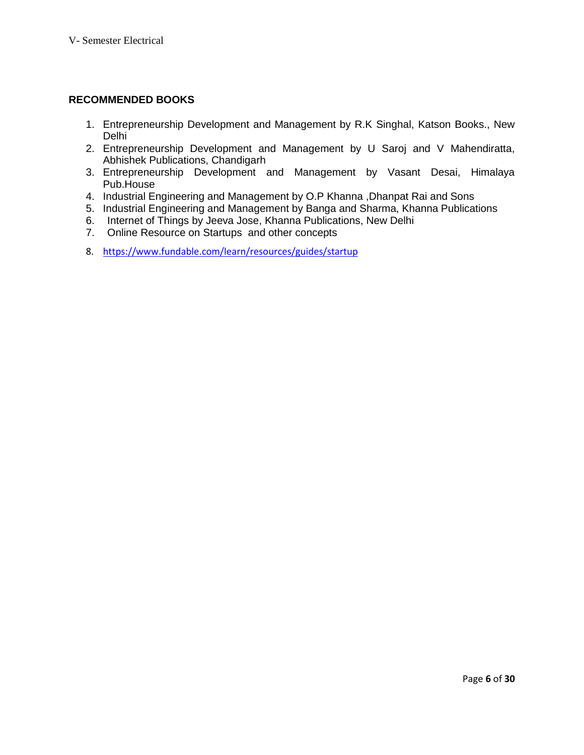## RECOMMENDED BOOKS

1. Entrepreneurship Development and Management by R.K Singhal, Katson Books., New Delhi
2. Entrepreneurship Development and Management by U Saroj and V Mahendiratta, Abhishek Publications, Chandigarh
3. Entrepreneurship Development and Management by Vasant Desai, Himalaya Pub.House
4. Industrial Engineering and Management by O.P Khanna ,Dhanpat Rai and Sons
5. Industrial Engineering and Management by Banga and Sharma, Khanna Publications
6. Internet of Things by Jeeva Jose, Khanna Publications, New Delhi
7. Online Resource on Startups and other concepts
8. https://www.fundable.com/learn/resources/guides/startup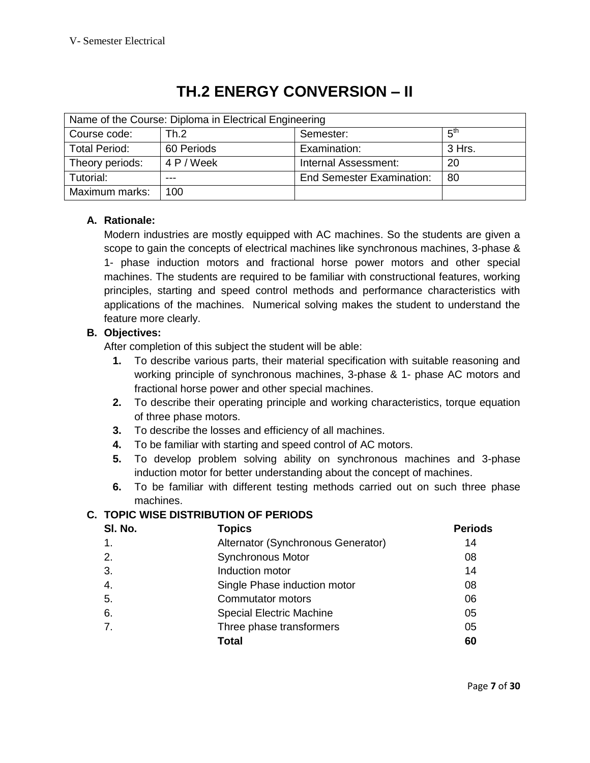# TH.2 ENERGY CONVERSION – II

| Name of the Course: Diploma in Electrical Engineering | | | |
|---|---|---|---|
| Course code: | Th.2 | Semester: | 5th |
| Total Period: | 60 Periods | Examination: | 3 Hrs. |
| Theory periods: | 4 P / Week | Internal Assessment: | 20 |
| Tutorial: | --- | End Semester Examination: | 80 |
| Maximum marks: | 100 | | |

**A. Rationale:**

Modern industries are mostly equipped with AC machines. So the students are given a scope to gain the concepts of electrical machines like synchronous machines, 3-phase & 1- phase induction motors and fractional horse power motors and other special machines. The students are required to be familiar with constructional features, working principles, starting and speed control methods and performance characteristics with applications of the machines. Numerical solving makes the student to understand the feature more clearly.

**B. Objectives:**

After completion of this subject the student will be able:

1. To describe various parts, their material specification with suitable reasoning and working principle of synchronous machines, 3-phase & 1- phase AC motors and fractional horse power and other special machines.
2. To describe their operating principle and working characteristics, torque equation of three phase motors.
3. To describe the losses and efficiency of all machines.
4. To be familiar with starting and speed control of AC motors.
5. To develop problem solving ability on synchronous machines and 3-phase induction motor for better understanding about the concept of machines.
6. To be familiar with different testing methods carried out on such three phase machines.

**C. TOPIC WISE DISTRIBUTION OF PERIODS**

| Sl. No. | Topics | Periods |
|---|---|---|
| 1. | Alternator (Synchronous Generator) | 14 |
| 2. | Synchronous Motor | 08 |
| 3. | Induction motor | 14 |
| 4. | Single Phase induction motor | 08 |
| 5. | Commutator motors | 06 |
| 6. | Special Electric Machine | 05 |
| 7. | Three phase transformers | 05 |
| | **Total** | **60** |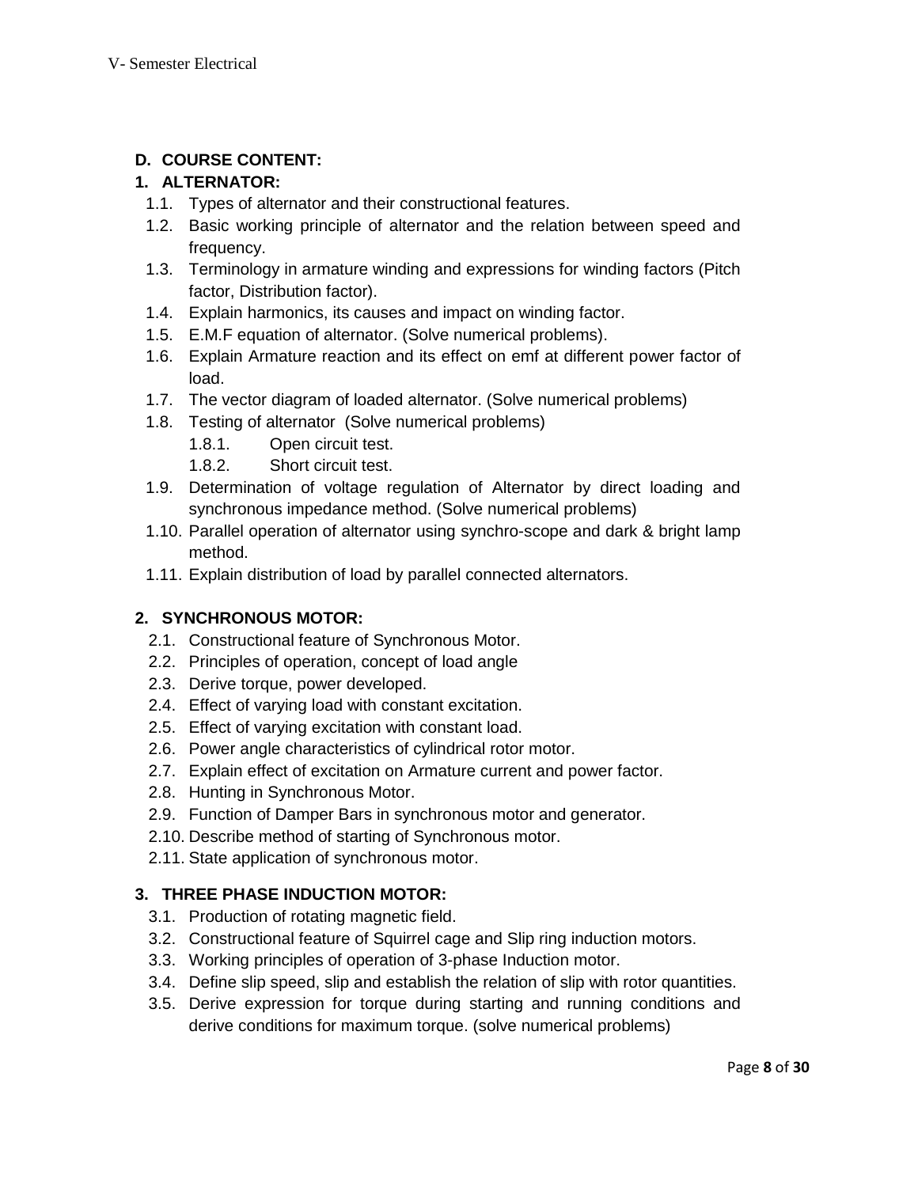## D. COURSE CONTENT:

### 1. ALTERNATOR:

1.1. Types of alternator and their constructional features.

1.2. Basic working principle of alternator and the relation between speed and frequency.

1.3. Terminology in armature winding and expressions for winding factors (Pitch factor, Distribution factor).

1.4. Explain harmonics, its causes and impact on winding factor.

1.5. E.M.F equation of alternator. (Solve numerical problems).

1.6. Explain Armature reaction and its effect on emf at different power factor of load.

1.7. The vector diagram of loaded alternator. (Solve numerical problems)

1.8. Testing of alternator (Solve numerical problems)

- 1.8.1. Open circuit test.
- 1.8.2. Short circuit test.

1.9. Determination of voltage regulation of Alternator by direct loading and synchronous impedance method. (Solve numerical problems)

1.10. Parallel operation of alternator using synchro-scope and dark & bright lamp method.

1.11. Explain distribution of load by parallel connected alternators.

### 2. SYNCHRONOUS MOTOR:

2.1. Constructional feature of Synchronous Motor.

2.2. Principles of operation, concept of load angle

2.3. Derive torque, power developed.

2.4. Effect of varying load with constant excitation.

2.5. Effect of varying excitation with constant load.

2.6. Power angle characteristics of cylindrical rotor motor.

2.7. Explain effect of excitation on Armature current and power factor.

2.8. Hunting in Synchronous Motor.

2.9. Function of Damper Bars in synchronous motor and generator.

2.10. Describe method of starting of Synchronous motor.

2.11. State application of synchronous motor.

### 3. THREE PHASE INDUCTION MOTOR:

3.1. Production of rotating magnetic field.

3.2. Constructional feature of Squirrel cage and Slip ring induction motors.

3.3. Working principles of operation of 3-phase Induction motor.

3.4. Define slip speed, slip and establish the relation of slip with rotor quantities.

3.5. Derive expression for torque during starting and running conditions and derive conditions for maximum torque. (solve numerical problems)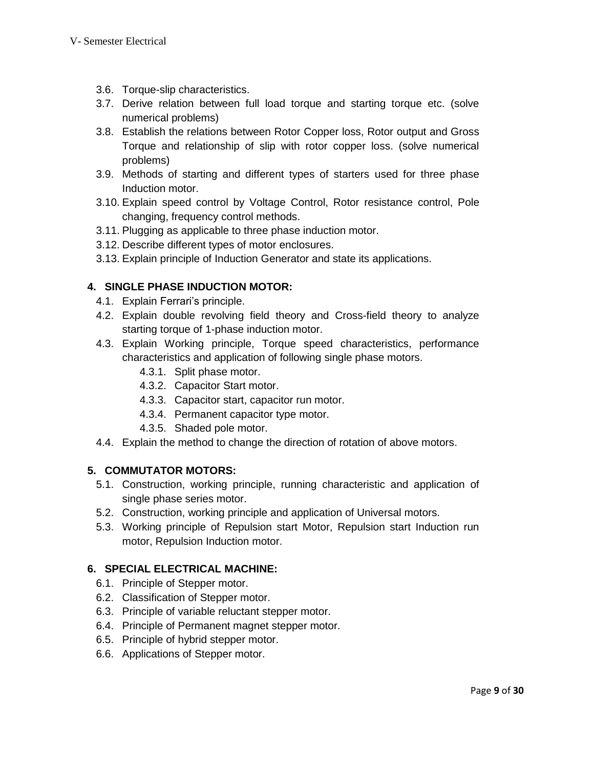- 3.6. Torque-slip characteristics.
- 3.7. Derive relation between full load torque and starting torque etc. (solve numerical problems)
- 3.8. Establish the relations between Rotor Copper loss, Rotor output and Gross Torque and relationship of slip with rotor copper loss. (solve numerical problems)
- 3.9. Methods of starting and different types of starters used for three phase Induction motor.
- 3.10. Explain speed control by Voltage Control, Rotor resistance control, Pole changing, frequency control methods.
- 3.11. Plugging as applicable to three phase induction motor.
- 3.12. Describe different types of motor enclosures.
- 3.13. Explain principle of Induction Generator and state its applications.

**4. SINGLE PHASE INDUCTION MOTOR:**

- 4.1. Explain Ferrari's principle.
- 4.2. Explain double revolving field theory and Cross-field theory to analyze starting torque of 1-phase induction motor.
- 4.3. Explain Working principle, Torque speed characteristics, performance characteristics and application of following single phase motors.
  - 4.3.1. Split phase motor.
  - 4.3.2. Capacitor Start motor.
  - 4.3.3. Capacitor start, capacitor run motor.
  - 4.3.4. Permanent capacitor type motor.
  - 4.3.5. Shaded pole motor.
- 4.4. Explain the method to change the direction of rotation of above motors.

**5. COMMUTATOR MOTORS:**

- 5.1. Construction, working principle, running characteristic and application of single phase series motor.
- 5.2. Construction, working principle and application of Universal motors.
- 5.3. Working principle of Repulsion start Motor, Repulsion start Induction run motor, Repulsion Induction motor.

**6. SPECIAL ELECTRICAL MACHINE:**

- 6.1. Principle of Stepper motor.
- 6.2. Classification of Stepper motor.
- 6.3. Principle of variable reluctant stepper motor.
- 6.4. Principle of Permanent magnet stepper motor.
- 6.5. Principle of hybrid stepper motor.
- 6.6. Applications of Stepper motor.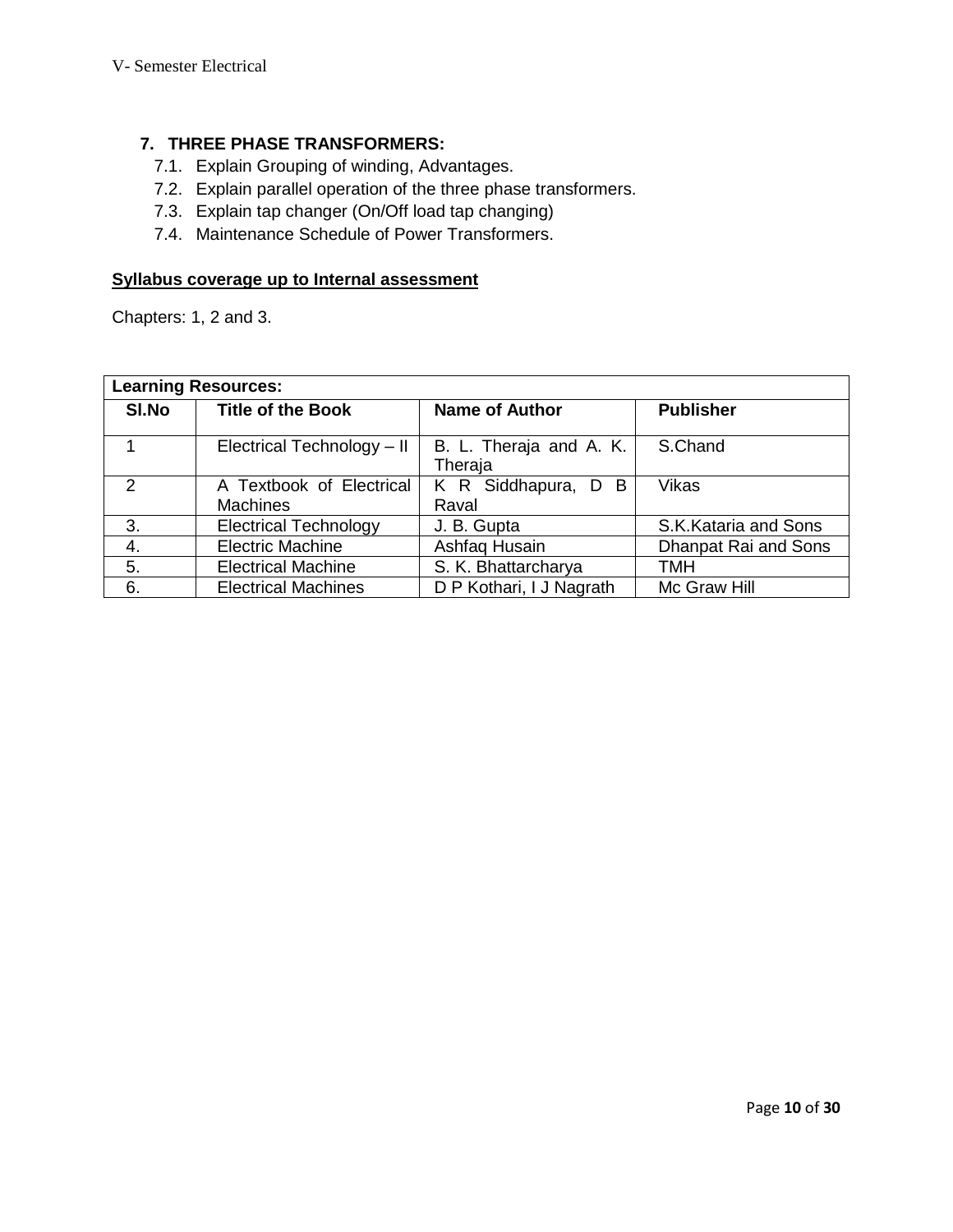### 7. THREE PHASE TRANSFORMERS:

7.1. Explain Grouping of winding, Advantages.

7.2. Explain parallel operation of the three phase transformers.

7.3. Explain tap changer (On/Off load tap changing)

7.4. Maintenance Schedule of Power Transformers.

**<u>Syllabus coverage up to Internal assessment</u>**

Chapters: 1, 2 and 3.

| **Learning Resources:** | | | |
|---|---|---|---|
| **Sl.No** | **Title of the Book** | **Name of Author** | **Publisher** |
| 1 | Electrical Technology – II | B. L. Theraja and A. K. Theraja | S.Chand |
| 2 | A Textbook of Electrical Machines | K R Siddhapura, D B Raval | Vikas |
| 3. | Electrical Technology | J. B. Gupta | S.K.Kataria and Sons |
| 4. | Electric Machine | Ashfaq Husain | Dhanpat Rai and Sons |
| 5. | Electrical Machine | S. K. Bhattarcharya | TMH |
| 6. | Electrical Machines | D P Kothari, I J Nagrath | Mc Graw Hill |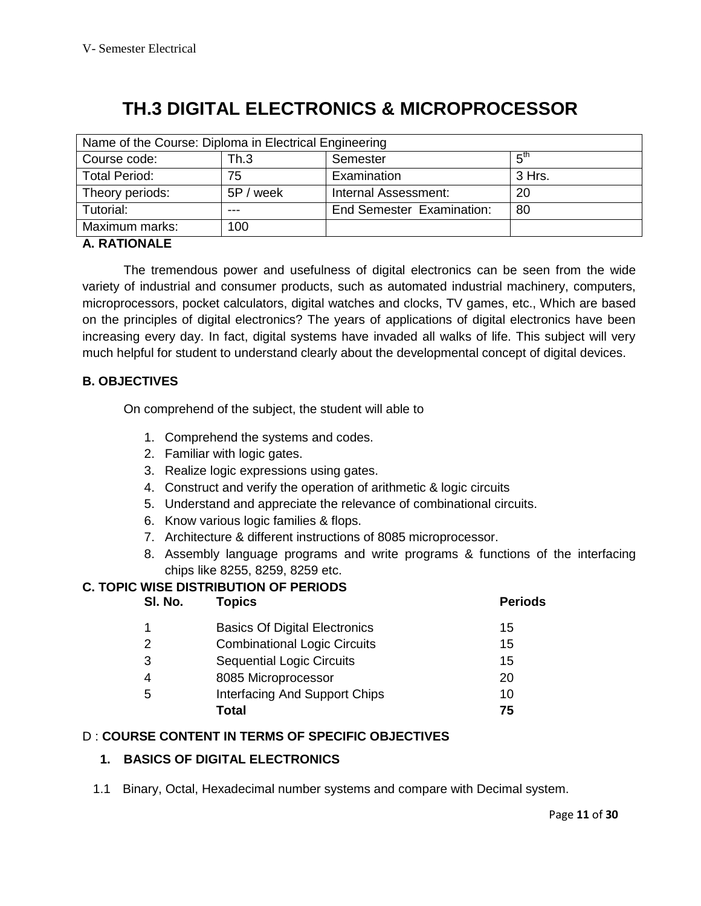# TH.3 DIGITAL ELECTRONICS & MICROPROCESSOR

| Name of the Course: Diploma in Electrical Engineering | | | |
|---|---|---|---|
| Course code: | Th.3 | Semester | 5th |
| Total Period: | 75 | Examination | 3 Hrs. |
| Theory periods: | 5P / week | Internal Assessment: | 20 |
| Tutorial: | --- | End Semester Examination: | 80 |
| Maximum marks: | 100 | | |

**A. RATIONALE**

The tremendous power and usefulness of digital electronics can be seen from the wide variety of industrial and consumer products, such as automated industrial machinery, computers, microprocessors, pocket calculators, digital watches and clocks, TV games, etc., Which are based on the principles of digital electronics? The years of applications of digital electronics have been increasing every day. In fact, digital systems have invaded all walks of life. This subject will very much helpful for student to understand clearly about the developmental concept of digital devices.

**B. OBJECTIVES**

On comprehend of the subject, the student will able to

1. Comprehend the systems and codes.
2. Familiar with logic gates.
3. Realize logic expressions using gates.
4. Construct and verify the operation of arithmetic & logic circuits
5. Understand and appreciate the relevance of combinational circuits.
6. Know various logic families & flops.
7. Architecture & different instructions of 8085 microprocessor.
8. Assembly language programs and write programs & functions of the interfacing chips like 8255, 8259, 8259 etc.

**C. TOPIC WISE DISTRIBUTION OF PERIODS**

| Sl. No. | Topics | Periods |
|---|---|---|
| 1 | Basics Of Digital Electronics | 15 |
| 2 | Combinational Logic Circuits | 15 |
| 3 | Sequential Logic Circuits | 15 |
| 4 | 8085 Microprocessor | 20 |
| 5 | Interfacing And Support Chips | 10 |
| | **Total** | **75** |

D : **COURSE CONTENT IN TERMS OF SPECIFIC OBJECTIVES**

**1. BASICS OF DIGITAL ELECTRONICS**

1.1 Binary, Octal, Hexadecimal number systems and compare with Decimal system.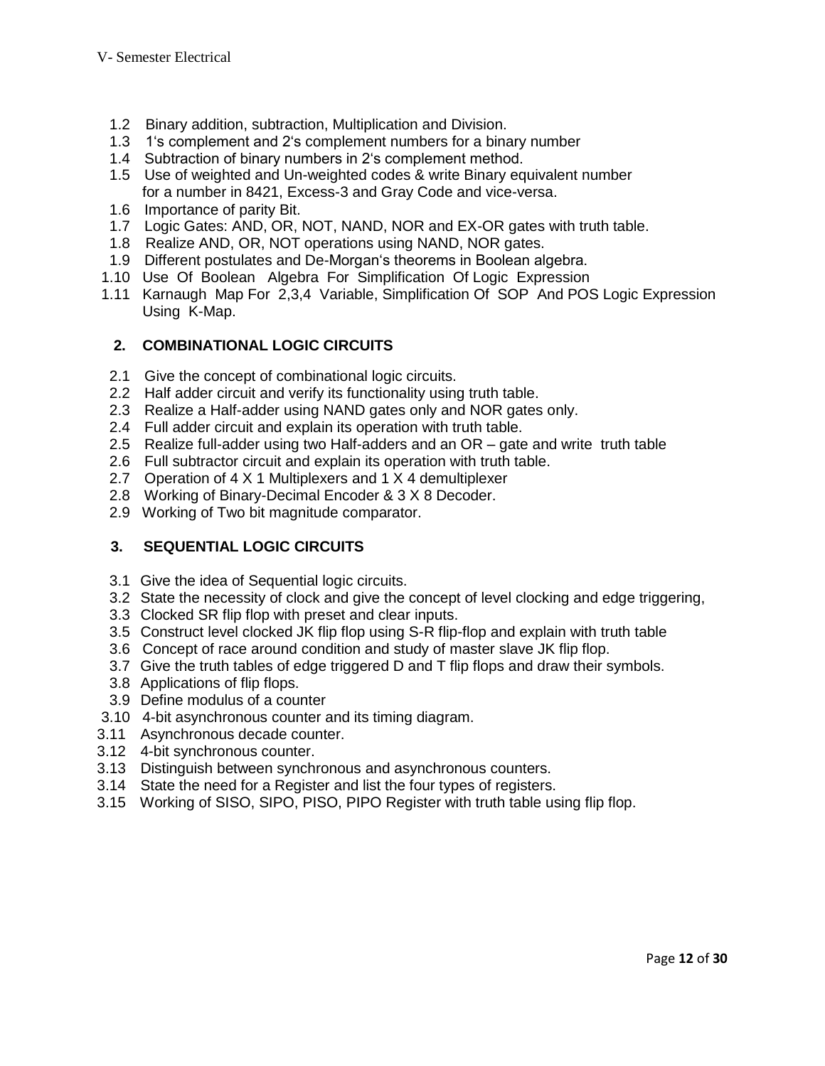1.2 Binary addition, subtraction, Multiplication and Division.
1.3 1's complement and 2's complement numbers for a binary number
1.4 Subtraction of binary numbers in 2's complement method.
1.5 Use of weighted and Un-weighted codes & write Binary equivalent number for a number in 8421, Excess-3 and Gray Code and vice-versa.
1.6 Importance of parity Bit.
1.7 Logic Gates: AND, OR, NOT, NAND, NOR and EX-OR gates with truth table.
1.8 Realize AND, OR, NOT operations using NAND, NOR gates.
1.9 Different postulates and De-Morgan's theorems in Boolean algebra.
1.10 Use Of Boolean Algebra For Simplification Of Logic Expression
1.11 Karnaugh Map For 2,3,4 Variable, Simplification Of SOP And POS Logic Expression Using K-Map.

## 2. COMBINATIONAL LOGIC CIRCUITS

2.1 Give the concept of combinational logic circuits.
2.2 Half adder circuit and verify its functionality using truth table.
2.3 Realize a Half-adder using NAND gates only and NOR gates only.
2.4 Full adder circuit and explain its operation with truth table.
2.5 Realize full-adder using two Half-adders and an OR – gate and write truth table
2.6 Full subtractor circuit and explain its operation with truth table.
2.7 Operation of 4 X 1 Multiplexers and 1 X 4 demultiplexer
2.8 Working of Binary-Decimal Encoder & 3 X 8 Decoder.
2.9 Working of Two bit magnitude comparator.

## 3. SEQUENTIAL LOGIC CIRCUITS

3.1 Give the idea of Sequential logic circuits.
3.2 State the necessity of clock and give the concept of level clocking and edge triggering,
3.3 Clocked SR flip flop with preset and clear inputs.
3.5 Construct level clocked JK flip flop using S-R flip-flop and explain with truth table
3.6 Concept of race around condition and study of master slave JK flip flop.
3.7 Give the truth tables of edge triggered D and T flip flops and draw their symbols.
3.8 Applications of flip flops.
3.9 Define modulus of a counter
3.10 4-bit asynchronous counter and its timing diagram.
3.11 Asynchronous decade counter.
3.12 4-bit synchronous counter.
3.13 Distinguish between synchronous and asynchronous counters.
3.14 State the need for a Register and list the four types of registers.
3.15 Working of SISO, SIPO, PISO, PIPO Register with truth table using flip flop.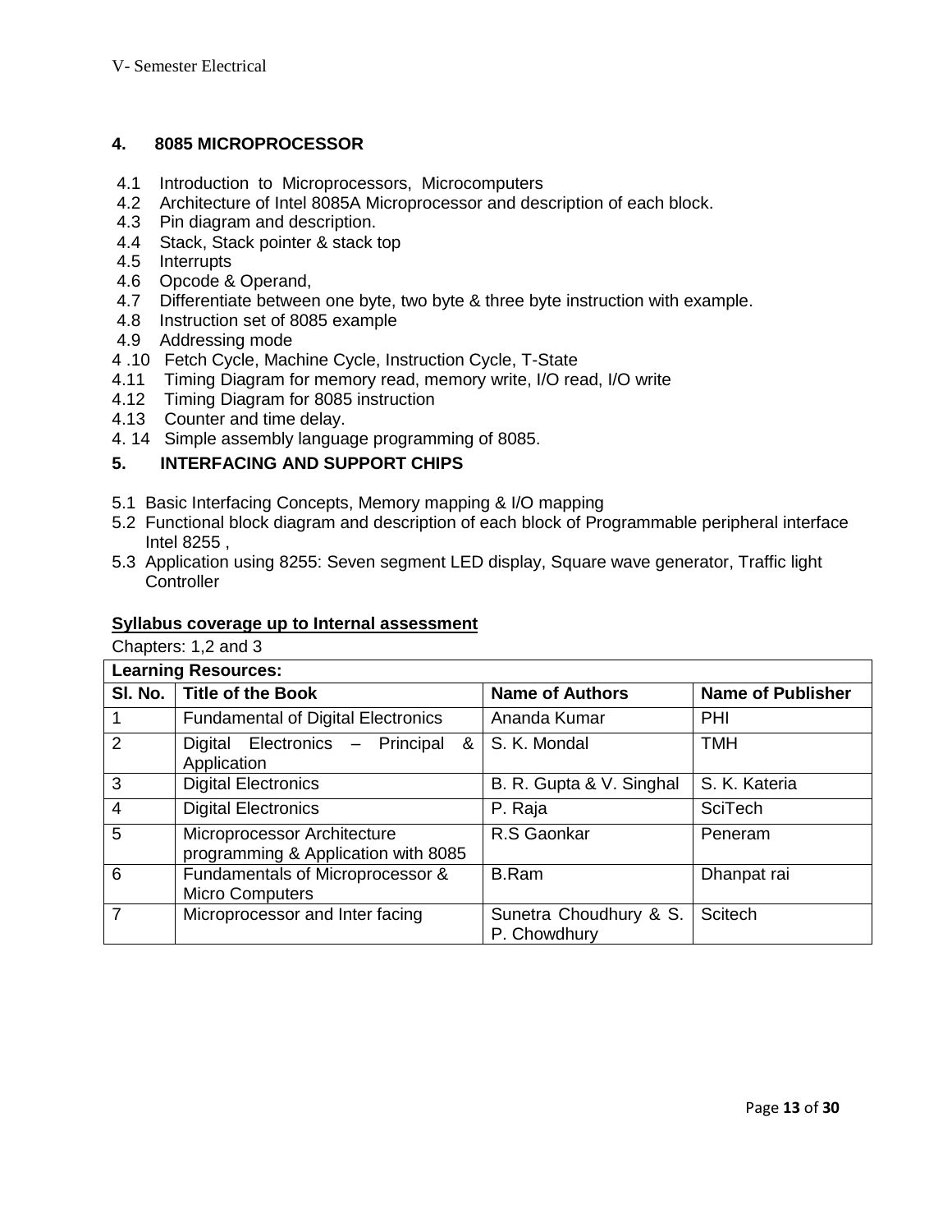## 4. 8085 MICROPROCESSOR

- 4.1 Introduction to Microprocessors, Microcomputers
- 4.2 Architecture of Intel 8085A Microprocessor and description of each block.
- 4.3 Pin diagram and description.
- 4.4 Stack, Stack pointer & stack top
- 4.5 Interrupts
- 4.6 Opcode & Operand,
- 4.7 Differentiate between one byte, two byte & three byte instruction with example.
- 4.8 Instruction set of 8085 example
- 4.9 Addressing mode
- 4 .10 Fetch Cycle, Machine Cycle, Instruction Cycle, T-State
- 4.11 Timing Diagram for memory read, memory write, I/O read, I/O write
- 4.12 Timing Diagram for 8085 instruction
- 4.13 Counter and time delay.
- 4. 14 Simple assembly language programming of 8085.

## 5. INTERFACING AND SUPPORT CHIPS

- 5.1 Basic Interfacing Concepts, Memory mapping & I/O mapping
- 5.2 Functional block diagram and description of each block of Programmable peripheral interface Intel 8255 ,
- 5.3 Application using 8255: Seven segment LED display, Square wave generator, Traffic light Controller

**Syllabus coverage up to Internal assessment**

Chapters: 1,2 and 3

| **Learning Resources:** | | | |
|---|---|---|---|
| **Sl. No.** | **Title of the Book** | **Name of Authors** | **Name of Publisher** |
| 1 | Fundamental of Digital Electronics | Ananda Kumar | PHI |
| 2 | Digital Electronics – Principal & Application | S. K. Mondal | TMH |
| 3 | Digital Electronics | B. R. Gupta & V. Singhal | S. K. Kateria |
| 4 | Digital Electronics | P. Raja | SciTech |
| 5 | Microprocessor Architecture programming & Application with 8085 | R.S Gaonkar | Peneram |
| 6 | Fundamentals of Microprocessor & Micro Computers | B.Ram | Dhanpat rai |
| 7 | Microprocessor and Inter facing | Sunetra Choudhury & S. P. Chowdhury | Scitech |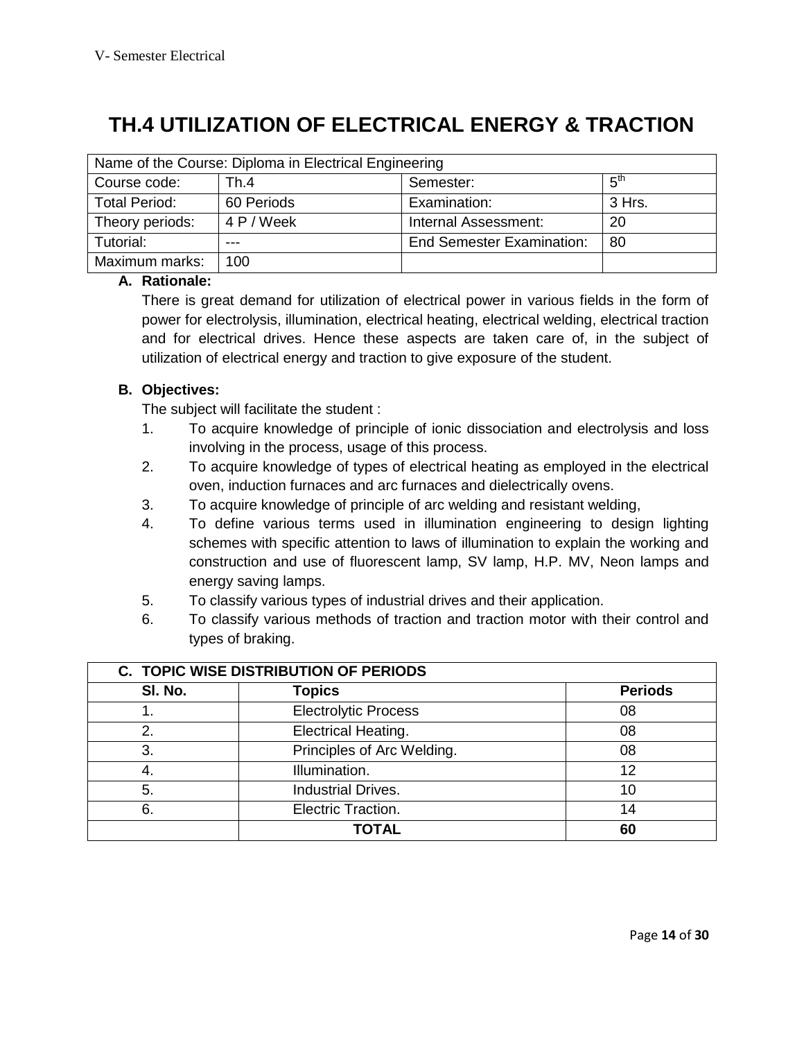# TH.4 UTILIZATION OF ELECTRICAL ENERGY & TRACTION

| Name of the Course: Diploma in Electrical Engineering | | | |
|---|---|---|---|
| Course code: | Th.4 | Semester: | $5^{th}$ |
| Total Period: | 60 Periods | Examination: | 3 Hrs. |
| Theory periods: | 4 P / Week | Internal Assessment: | 20 |
| Tutorial: | --- | End Semester Examination: | 80 |
| Maximum marks: | 100 | | |

**A. Rationale:**

There is great demand for utilization of electrical power in various fields in the form of power for electrolysis, illumination, electrical heating, electrical welding, electrical traction and for electrical drives. Hence these aspects are taken care of, in the subject of utilization of electrical energy and traction to give exposure of the student.

**B. Objectives:**

The subject will facilitate the student :

1. To acquire knowledge of principle of ionic dissociation and electrolysis and loss involving in the process, usage of this process.
2. To acquire knowledge of types of electrical heating as employed in the electrical oven, induction furnaces and arc furnaces and dielectrically ovens.
3. To acquire knowledge of principle of arc welding and resistant welding,
4. To define various terms used in illumination engineering to design lighting schemes with specific attention to laws of illumination to explain the working and construction and use of fluorescent lamp, SV lamp, H.P. MV, Neon lamps and energy saving lamps.
5. To classify various types of industrial drives and their application.
6. To classify various methods of traction and traction motor with their control and types of braking.

| C. TOPIC WISE DISTRIBUTION OF PERIODS | | |
|---|---|---|
| **Sl. No.** | **Topics** | **Periods** |
| 1. | Electrolytic Process | 08 |
| 2. | Electrical Heating. | 08 |
| 3. | Principles of Arc Welding. | 08 |
| 4. | Illumination. | 12 |
| 5. | Industrial Drives. | 10 |
| 6. | Electric Traction. | 14 |
| | **TOTAL** | **60** |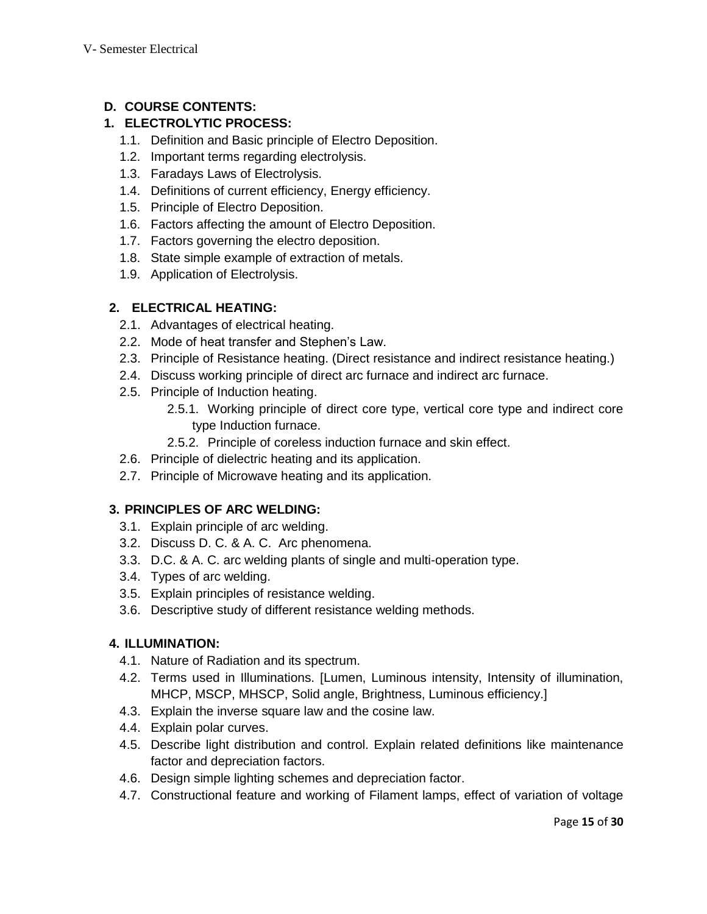## D. COURSE CONTENTS:

### 1. ELECTROLYTIC PROCESS:

- 1.1. Definition and Basic principle of Electro Deposition.
- 1.2. Important terms regarding electrolysis.
- 1.3. Faradays Laws of Electrolysis.
- 1.4. Definitions of current efficiency, Energy efficiency.
- 1.5. Principle of Electro Deposition.
- 1.6. Factors affecting the amount of Electro Deposition.
- 1.7. Factors governing the electro deposition.
- 1.8. State simple example of extraction of metals.
- 1.9. Application of Electrolysis.

### 2. ELECTRICAL HEATING:

- 2.1. Advantages of electrical heating.
- 2.2. Mode of heat transfer and Stephen's Law.
- 2.3. Principle of Resistance heating. (Direct resistance and indirect resistance heating.)
- 2.4. Discuss working principle of direct arc furnace and indirect arc furnace.
- 2.5. Principle of Induction heating.
  - 2.5.1. Working principle of direct core type, vertical core type and indirect core type Induction furnace.
  - 2.5.2. Principle of coreless induction furnace and skin effect.
- 2.6. Principle of dielectric heating and its application.
- 2.7. Principle of Microwave heating and its application.

### 3. PRINCIPLES OF ARC WELDING:

- 3.1. Explain principle of arc welding.
- 3.2. Discuss D. C. & A. C. Arc phenomena.
- 3.3. D.C. & A. C. arc welding plants of single and multi-operation type.
- 3.4. Types of arc welding.
- 3.5. Explain principles of resistance welding.
- 3.6. Descriptive study of different resistance welding methods.

### 4. ILLUMINATION:

- 4.1. Nature of Radiation and its spectrum.
- 4.2. Terms used in Illuminations. [Lumen, Luminous intensity, Intensity of illumination, MHCP, MSCP, MHSCP, Solid angle, Brightness, Luminous efficiency.]
- 4.3. Explain the inverse square law and the cosine law.
- 4.4. Explain polar curves.
- 4.5. Describe light distribution and control. Explain related definitions like maintenance factor and depreciation factors.
- 4.6. Design simple lighting schemes and depreciation factor.
- 4.7. Constructional feature and working of Filament lamps, effect of variation of voltage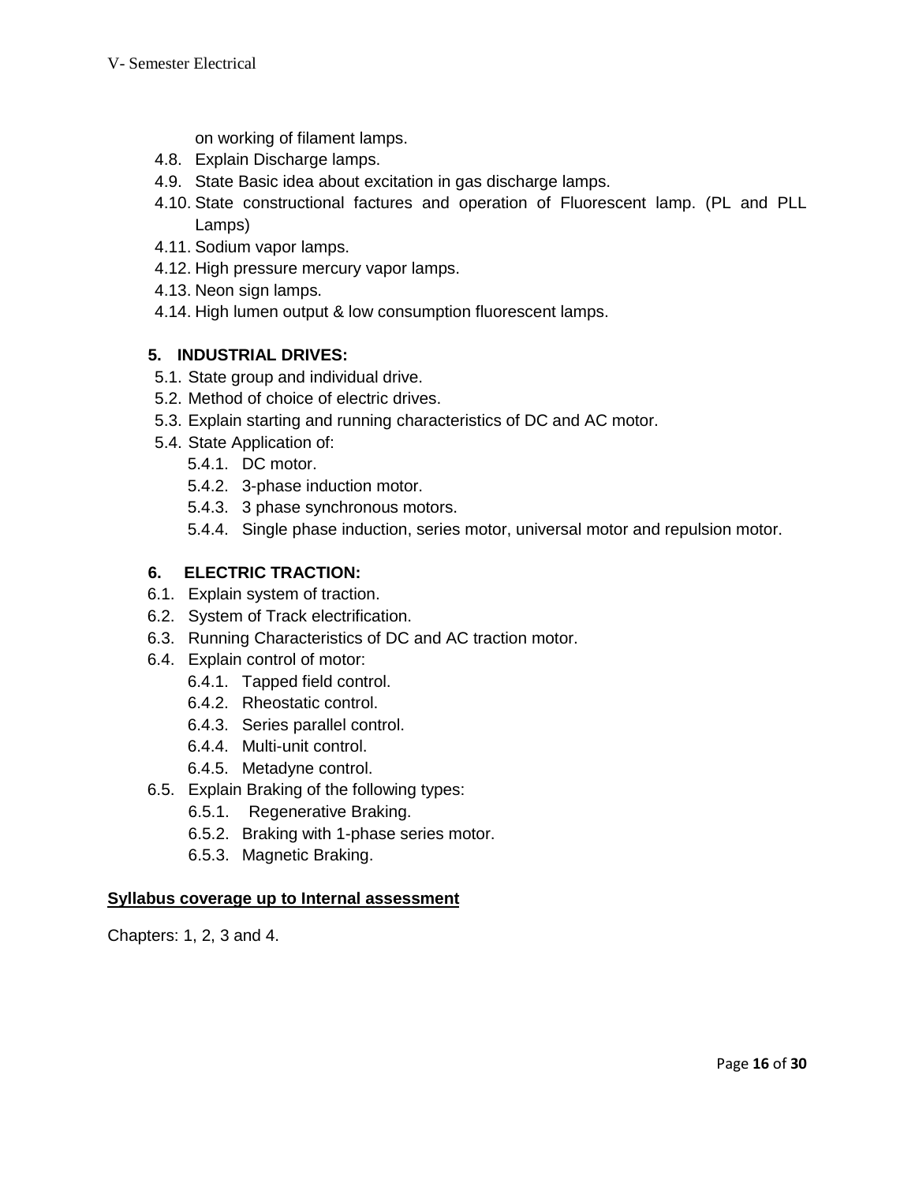on working of filament lamps.

- 4.8. Explain Discharge lamps.
- 4.9. State Basic idea about excitation in gas discharge lamps.
- 4.10. State constructional factures and operation of Fluorescent lamp. (PL and PLL Lamps)
- 4.11. Sodium vapor lamps.
- 4.12. High pressure mercury vapor lamps.
- 4.13. Neon sign lamps.
- 4.14. High lumen output & low consumption fluorescent lamps.

**5. INDUSTRIAL DRIVES:**

- 5.1. State group and individual drive.
- 5.2. Method of choice of electric drives.
- 5.3. Explain starting and running characteristics of DC and AC motor.
- 5.4. State Application of:
  - 5.4.1. DC motor.
  - 5.4.2. 3-phase induction motor.
  - 5.4.3. 3 phase synchronous motors.
  - 5.4.4. Single phase induction, series motor, universal motor and repulsion motor.

**6. ELECTRIC TRACTION:**

- 6.1. Explain system of traction.
- 6.2. System of Track electrification.
- 6.3. Running Characteristics of DC and AC traction motor.
- 6.4. Explain control of motor:
  - 6.4.1. Tapped field control.
  - 6.4.2. Rheostatic control.
  - 6.4.3. Series parallel control.
  - 6.4.4. Multi-unit control.
  - 6.4.5. Metadyne control.
- 6.5. Explain Braking of the following types:
  - 6.5.1. Regenerative Braking.
  - 6.5.2. Braking with 1-phase series motor.
  - 6.5.3. Magnetic Braking.

**Syllabus coverage up to Internal assessment**

Chapters: 1, 2, 3 and 4.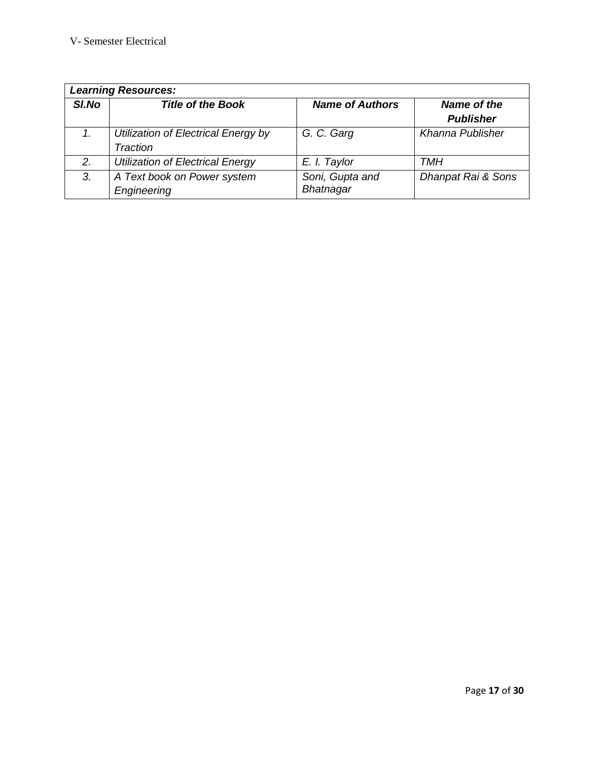| ***Learning Resources:*** | | | |
|---|---|---|---|
| ***Sl.No*** | ***Title of the Book*** | ***Name of Authors*** | ***Name of the Publisher*** |
| *1.* | *Utilization of Electrical Energy by Traction* | *G. C. Garg* | *Khanna Publisher* |
| *2.* | *Utilization of Electrical Energy* | *E. I. Taylor* | *TMH* |
| *3.* | *A Text book on Power system Engineering* | *Soni, Gupta and Bhatnagar* | *Dhanpat Rai & Sons* |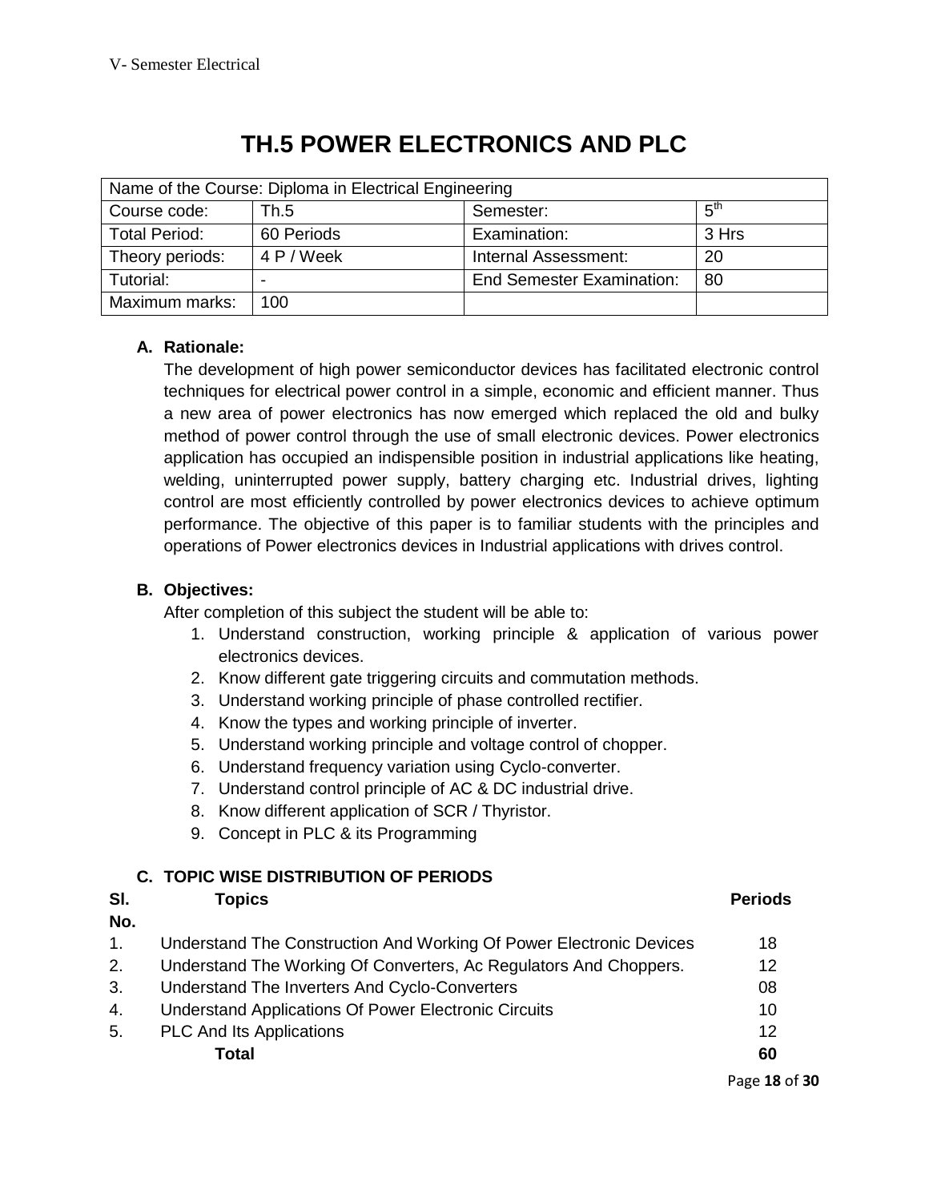# TH.5 POWER ELECTRONICS AND PLC

| Name of the Course: Diploma in Electrical Engineering | | | |
|---|---|---|---|
| Course code: | Th.5 | Semester: | $5^{th}$ |
| Total Period: | 60 Periods | Examination: | 3 Hrs |
| Theory periods: | 4 P / Week | Internal Assessment: | 20 |
| Tutorial: | - | End Semester Examination: | 80 |
| Maximum marks: | 100 | | |

**A. Rationale:**

The development of high power semiconductor devices has facilitated electronic control techniques for electrical power control in a simple, economic and efficient manner. Thus a new area of power electronics has now emerged which replaced the old and bulky method of power control through the use of small electronic devices. Power electronics application has occupied an indispensible position in industrial applications like heating, welding, uninterrupted power supply, battery charging etc. Industrial drives, lighting control are most efficiently controlled by power electronics devices to achieve optimum performance. The objective of this paper is to familiar students with the principles and operations of Power electronics devices in Industrial applications with drives control.

**B. Objectives:**

After completion of this subject the student will be able to:

1. Understand construction, working principle & application of various power electronics devices.
2. Know different gate triggering circuits and commutation methods.
3. Understand working principle of phase controlled rectifier.
4. Know the types and working principle of inverter.
5. Understand working principle and voltage control of chopper.
6. Understand frequency variation using Cyclo-converter.
7. Understand control principle of AC & DC industrial drive.
8. Know different application of SCR / Thyristor.
9. Concept in PLC & its Programming

**C. TOPIC WISE DISTRIBUTION OF PERIODS**

| Sl. No. | Topics | Periods |
|---|---|---|
| 1. | Understand The Construction And Working Of Power Electronic Devices | 18 |
| 2. | Understand The Working Of Converters, Ac Regulators And Choppers. | 12 |
| 3. | Understand The Inverters And Cyclo-Converters | 08 |
| 4. | Understand Applications Of Power Electronic Circuits | 10 |
| 5. | PLC And Its Applications | 12 |
| | **Total** | **60** |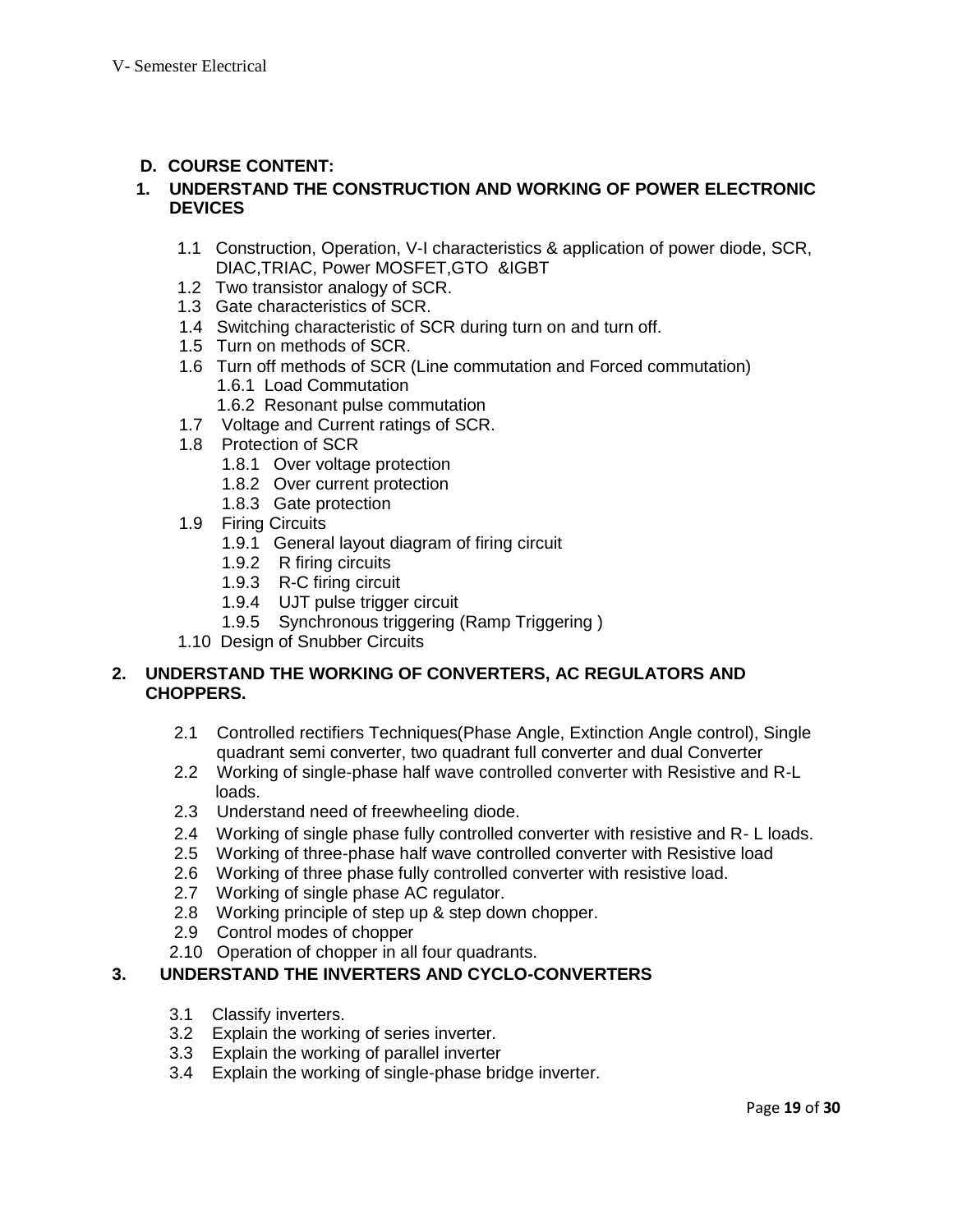## D. COURSE CONTENT:

### 1. UNDERSTAND THE CONSTRUCTION AND WORKING OF POWER ELECTRONIC DEVICES

- 1.1 Construction, Operation, V-I characteristics & application of power diode, SCR, DIAC,TRIAC, Power MOSFET,GTO &IGBT
- 1.2 Two transistor analogy of SCR.
- 1.3 Gate characteristics of SCR.
- 1.4 Switching characteristic of SCR during turn on and turn off.
- 1.5 Turn on methods of SCR.
- 1.6 Turn off methods of SCR (Line commutation and Forced commutation)
  - 1.6.1 Load Commutation
  - 1.6.2 Resonant pulse commutation
- 1.7 Voltage and Current ratings of SCR.
- 1.8 Protection of SCR
  - 1.8.1 Over voltage protection
  - 1.8.2 Over current protection
  - 1.8.3 Gate protection
- 1.9 Firing Circuits
  - 1.9.1 General layout diagram of firing circuit
  - 1.9.2 R firing circuits
  - 1.9.3 R-C firing circuit
  - 1.9.4 UJT pulse trigger circuit
  - 1.9.5 Synchronous triggering (Ramp Triggering )
- 1.10 Design of Snubber Circuits

### 2. UNDERSTAND THE WORKING OF CONVERTERS, AC REGULATORS AND CHOPPERS.

- 2.1 Controlled rectifiers Techniques(Phase Angle, Extinction Angle control), Single quadrant semi converter, two quadrant full converter and dual Converter
- 2.2 Working of single-phase half wave controlled converter with Resistive and R-L loads.
- 2.3 Understand need of freewheeling diode.
- 2.4 Working of single phase fully controlled converter with resistive and R- L loads.
- 2.5 Working of three-phase half wave controlled converter with Resistive load
- 2.6 Working of three phase fully controlled converter with resistive load.
- 2.7 Working of single phase AC regulator.
- 2.8 Working principle of step up & step down chopper.
- 2.9 Control modes of chopper
- 2.10 Operation of chopper in all four quadrants.

### 3. UNDERSTAND THE INVERTERS AND CYCLO-CONVERTERS

- 3.1 Classify inverters.
- 3.2 Explain the working of series inverter.
- 3.3 Explain the working of parallel inverter
- 3.4 Explain the working of single-phase bridge inverter.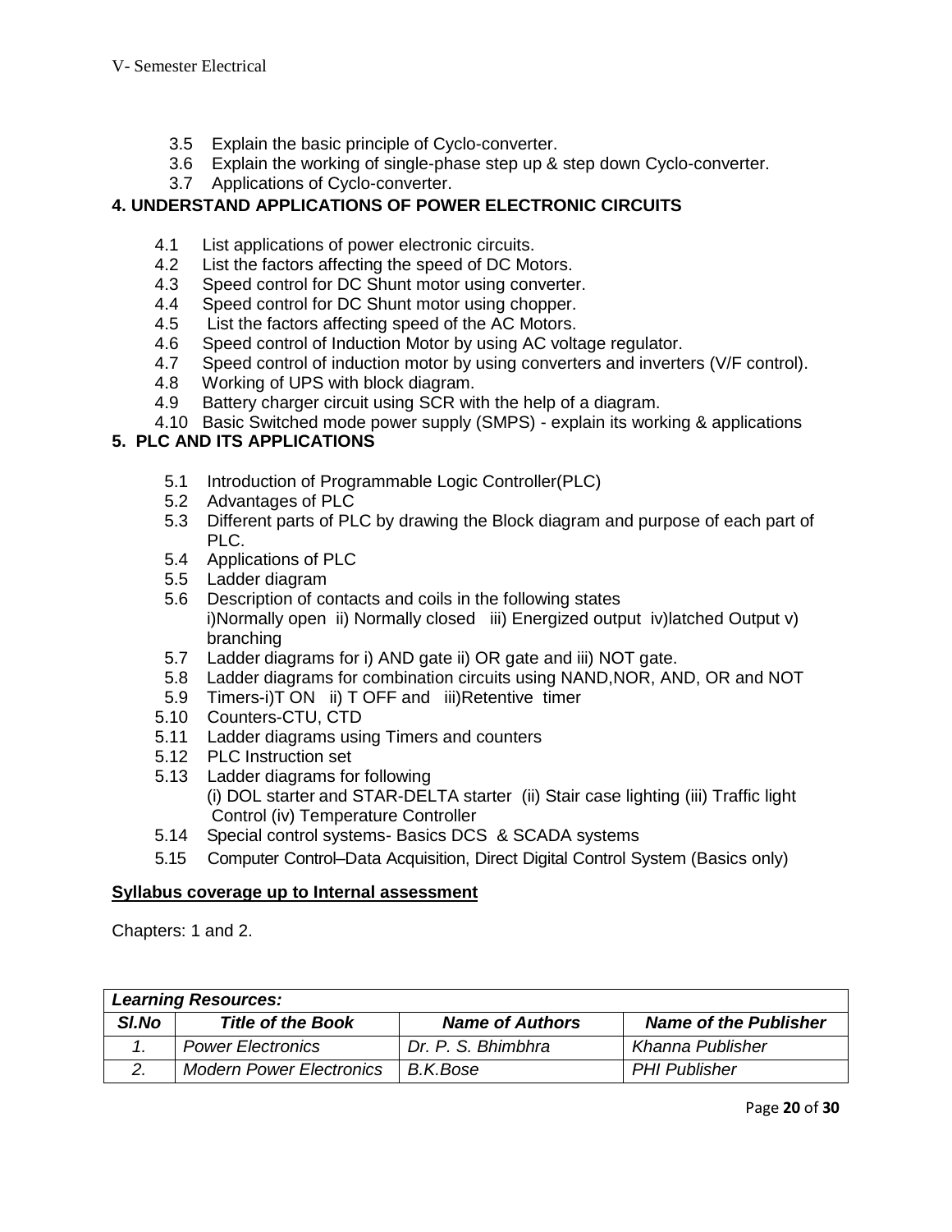3.5 Explain the basic principle of Cyclo-converter.
3.6 Explain the working of single-phase step up & step down Cyclo-converter.
3.7 Applications of Cyclo-converter.

## 4. UNDERSTAND APPLICATIONS OF POWER ELECTRONIC CIRCUITS

4.1 List applications of power electronic circuits.
4.2 List the factors affecting the speed of DC Motors.
4.3 Speed control for DC Shunt motor using converter.
4.4 Speed control for DC Shunt motor using chopper.
4.5 List the factors affecting speed of the AC Motors.
4.6 Speed control of Induction Motor by using AC voltage regulator.
4.7 Speed control of induction motor by using converters and inverters (V/F control).
4.8 Working of UPS with block diagram.
4.9 Battery charger circuit using SCR with the help of a diagram.
4.10 Basic Switched mode power supply (SMPS) - explain its working & applications

## 5. PLC AND ITS APPLICATIONS

5.1 Introduction of Programmable Logic Controller(PLC)
5.2 Advantages of PLC
5.3 Different parts of PLC by drawing the Block diagram and purpose of each part of PLC.
5.4 Applications of PLC
5.5 Ladder diagram
5.6 Description of contacts and coils in the following states
i)Normally open ii) Normally closed iii) Energized output iv)latched Output v) branching
5.7 Ladder diagrams for i) AND gate ii) OR gate and iii) NOT gate.
5.8 Ladder diagrams for combination circuits using NAND,NOR, AND, OR and NOT
5.9 Timers-i)T ON ii) T OFF and iii)Retentive timer
5.10 Counters-CTU, CTD
5.11 Ladder diagrams using Timers and counters
5.12 PLC Instruction set
5.13 Ladder diagrams for following
(i) DOL starter and STAR-DELTA starter (ii) Stair case lighting (iii) Traffic light Control (iv) Temperature Controller
5.14 Special control systems- Basics DCS & SCADA systems
5.15 Computer Control–Data Acquisition, Direct Digital Control System (Basics only)

**Syllabus coverage up to Internal assessment**

Chapters: 1 and 2.

| ***Learning Resources:*** | | | |
|---|---|---|---|
| ***Sl.No*** | ***Title of the Book*** | ***Name of Authors*** | ***Name of the Publisher*** |
| *1.* | *Power Electronics* | *Dr. P. S. Bhimbhra* | *Khanna Publisher* |
| *2.* | *Modern Power Electronics* | *B.K.Bose* | *PHI Publisher* |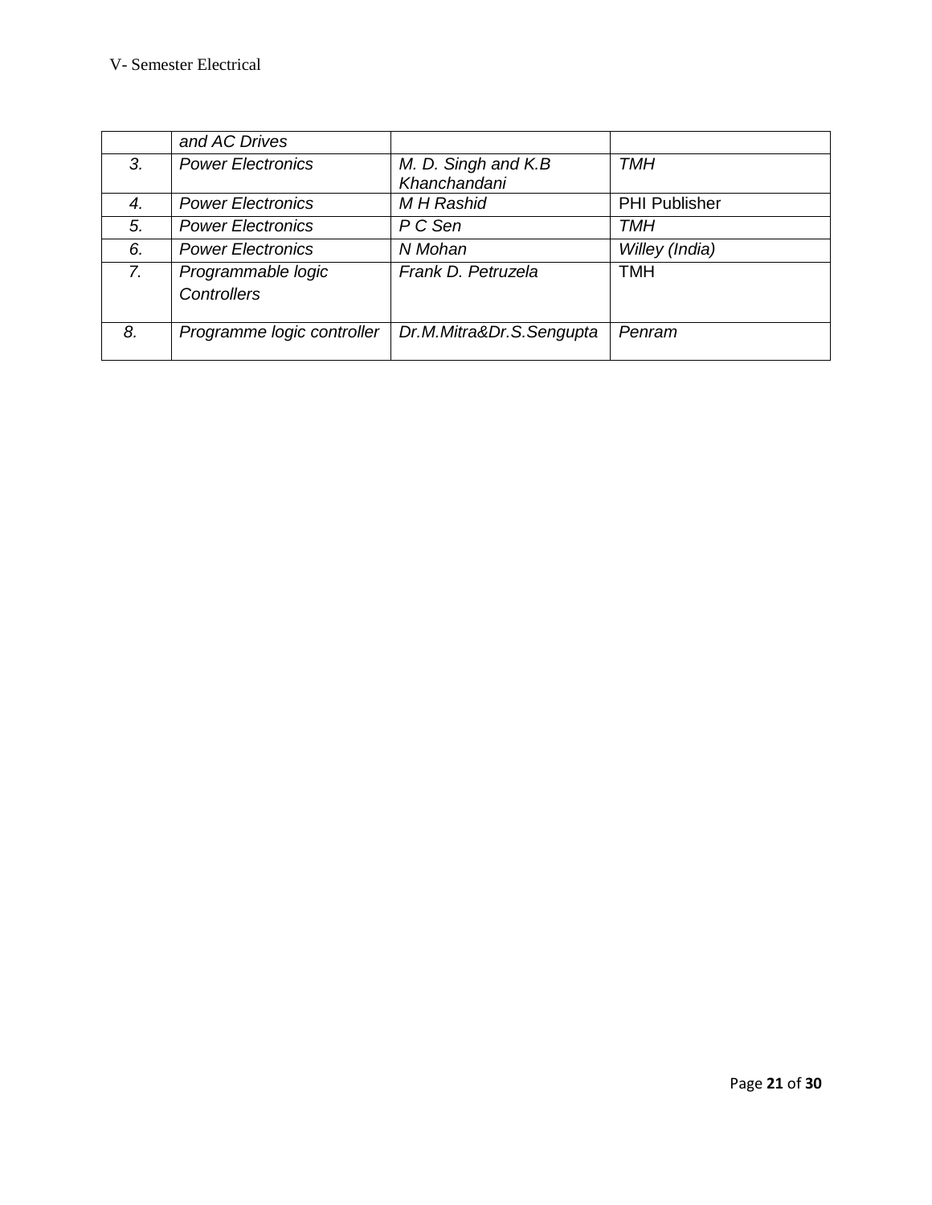| | and AC Drives | | |
|---|---|---|---|
| 3. | Power Electronics | M. D. Singh and K.B Khanchandani | TMH |
| 4. | Power Electronics | M H Rashid | PHI Publisher |
| 5. | Power Electronics | P C Sen | TMH |
| 6. | Power Electronics | N Mohan | Willey (India) |
| 7. | Programmable logic Controllers | Frank D. Petruzela | TMH |
| 8. | Programme logic controller | Dr.M.Mitra&Dr.S.Sengupta | Penram |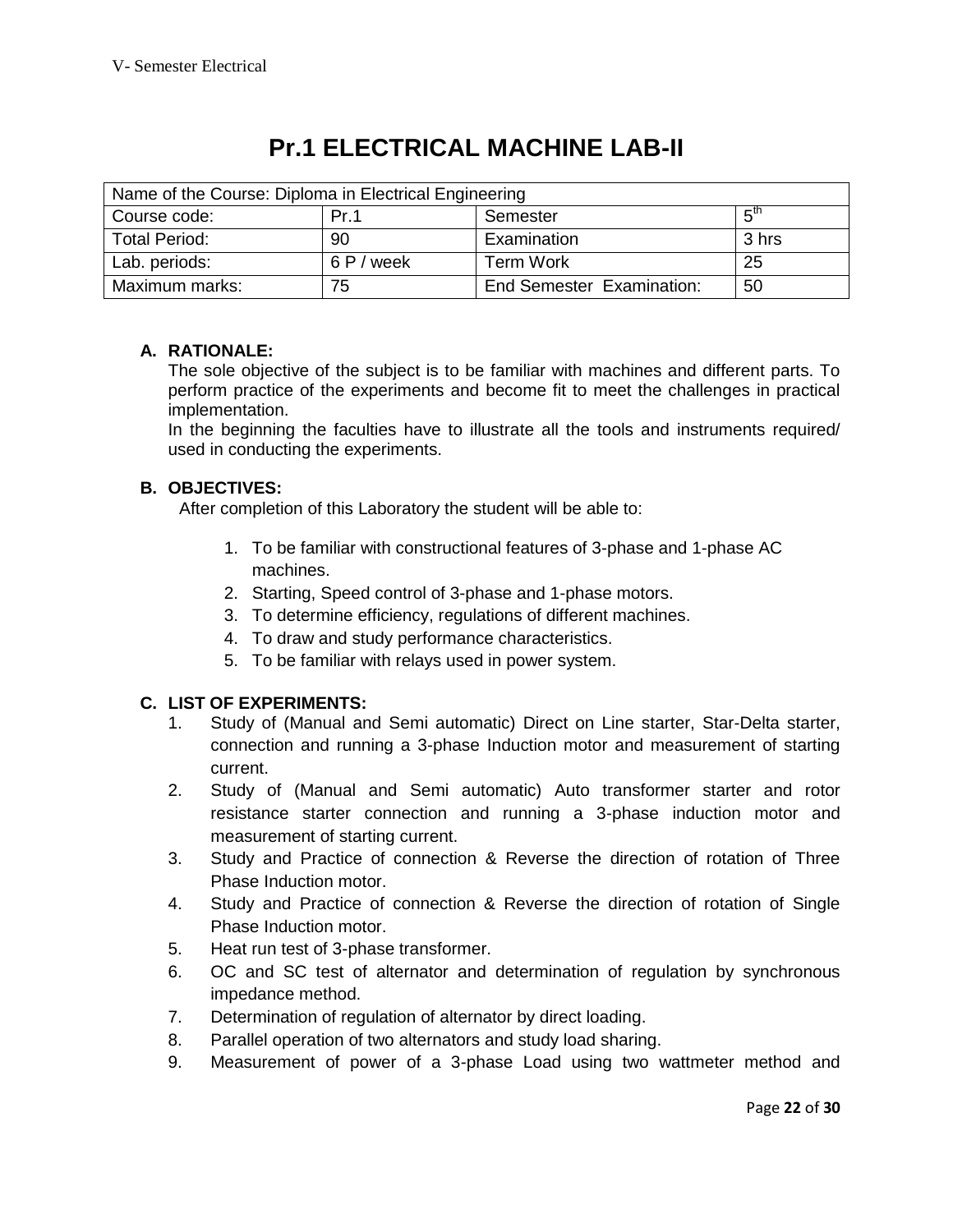# Pr.1 ELECTRICAL MACHINE LAB-II

| Name of the Course: Diploma in Electrical Engineering | | | |
|---|---|---|---|
| Course code: | Pr.1 | Semester | $5^{th}$ |
| Total Period: | 90 | Examination | 3 hrs |
| Lab. periods: | 6 P / week | Term Work | 25 |
| Maximum marks: | 75 | End Semester Examination: | 50 |

**A. RATIONALE:**

The sole objective of the subject is to be familiar with machines and different parts. To perform practice of the experiments and become fit to meet the challenges in practical implementation.

In the beginning the faculties have to illustrate all the tools and instruments required/ used in conducting the experiments.

**B. OBJECTIVES:**

After completion of this Laboratory the student will be able to:

1. To be familiar with constructional features of 3-phase and 1-phase AC machines.
2. Starting, Speed control of 3-phase and 1-phase motors.
3. To determine efficiency, regulations of different machines.
4. To draw and study performance characteristics.
5. To be familiar with relays used in power system.

**C. LIST OF EXPERIMENTS:**

1. Study of (Manual and Semi automatic) Direct on Line starter, Star-Delta starter, connection and running a 3-phase Induction motor and measurement of starting current.
2. Study of (Manual and Semi automatic) Auto transformer starter and rotor resistance starter connection and running a 3-phase induction motor and measurement of starting current.
3. Study and Practice of connection & Reverse the direction of rotation of Three Phase Induction motor.
4. Study and Practice of connection & Reverse the direction of rotation of Single Phase Induction motor.
5. Heat run test of 3-phase transformer.
6. OC and SC test of alternator and determination of regulation by synchronous impedance method.
7. Determination of regulation of alternator by direct loading.
8. Parallel operation of two alternators and study load sharing.
9. Measurement of power of a 3-phase Load using two wattmeter method and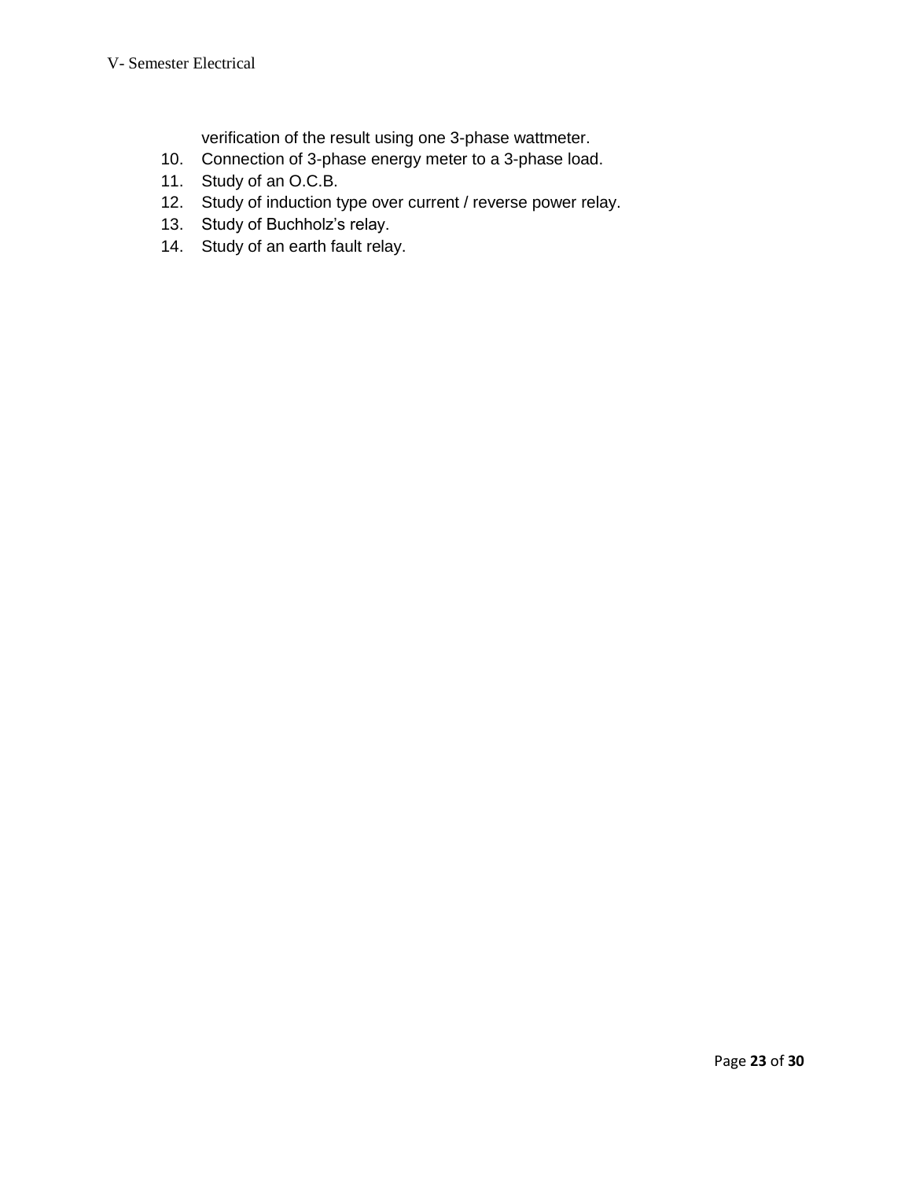verification of the result using one 3-phase wattmeter.

10. Connection of 3-phase energy meter to a 3-phase load.
11. Study of an O.C.B.
12. Study of induction type over current / reverse power relay.
13. Study of Buchholz's relay.
14. Study of an earth fault relay.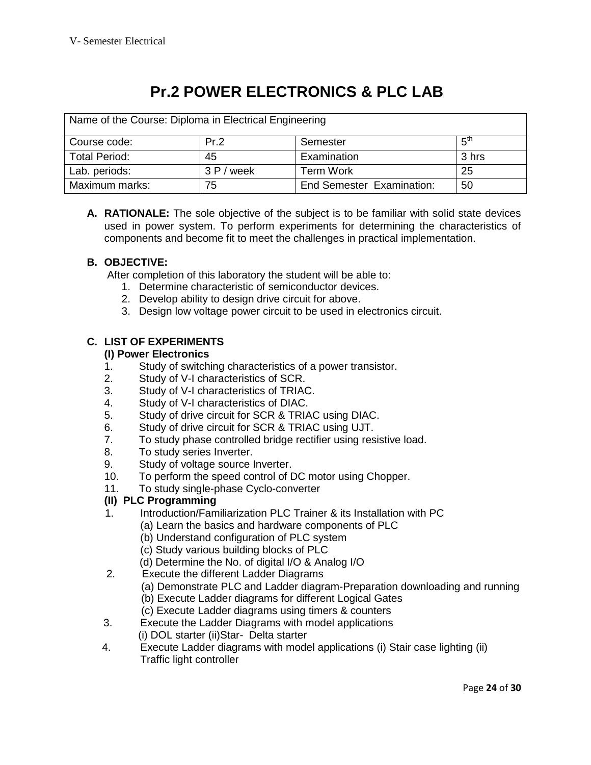# Pr.2 POWER ELECTRONICS & PLC LAB

| Name of the Course: Diploma in Electrical Engineering | | | |
|---|---|---|---|
| Course code: | Pr.2 | Semester | $5^{th}$ |
| Total Period: | 45 | Examination | 3 hrs |
| Lab. periods: | 3 P / week | Term Work | 25 |
| Maximum marks: | 75 | End Semester Examination: | 50 |

**A. RATIONALE:** The sole objective of the subject is to be familiar with solid state devices used in power system. To perform experiments for determining the characteristics of components and become fit to meet the challenges in practical implementation.

**B. OBJECTIVE:**

After completion of this laboratory the student will be able to:

1. Determine characteristic of semiconductor devices.
2. Develop ability to design drive circuit for above.
3. Design low voltage power circuit to be used in electronics circuit.

**C. LIST OF EXPERIMENTS**

**(I) Power Electronics**

1. Study of switching characteristics of a power transistor.
2. Study of V-I characteristics of SCR.
3. Study of V-I characteristics of TRIAC.
4. Study of V-I characteristics of DIAC.
5. Study of drive circuit for SCR & TRIAC using DIAC.
6. Study of drive circuit for SCR & TRIAC using UJT.
7. To study phase controlled bridge rectifier using resistive load.
8. To study series Inverter.
9. Study of voltage source Inverter.
10. To perform the speed control of DC motor using Chopper.
11. To study single-phase Cyclo-converter

**(II) PLC Programming**

1. Introduction/Familiarization PLC Trainer & its Installation with PC
   - (a) Learn the basics and hardware components of PLC
   - (b) Understand configuration of PLC system
   - (c) Study various building blocks of PLC
   - (d) Determine the No. of digital I/O & Analog I/O
2. Execute the different Ladder Diagrams
   - (a) Demonstrate PLC and Ladder diagram-Preparation downloading and running
   - (b) Execute Ladder diagrams for different Logical Gates
   - (c) Execute Ladder diagrams using timers & counters
3. Execute the Ladder Diagrams with model applications
   (i) DOL starter (ii)Star- Delta starter
4. Execute Ladder diagrams with model applications (i) Stair case lighting (ii) Traffic light controller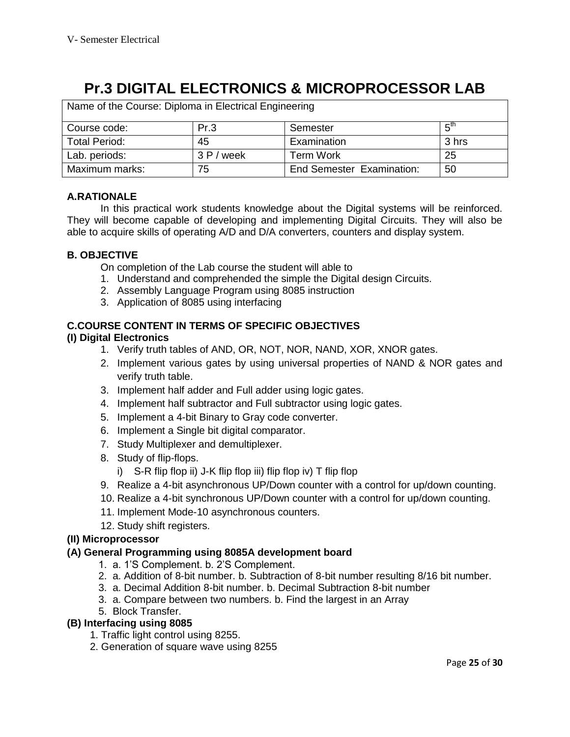# Pr.3 DIGITAL ELECTRONICS & MICROPROCESSOR LAB

| Name of the Course: Diploma in Electrical Engineering | | | |
|---|---|---|---|
| Course code: | Pr.3 | Semester | 5th |
| Total Period: | 45 | Examination | 3 hrs |
| Lab. periods: | 3 P / week | Term Work | 25 |
| Maximum marks: | 75 | End Semester Examination: | 50 |

**A.RATIONALE**

In this practical work students knowledge about the Digital systems will be reinforced. They will become capable of developing and implementing Digital Circuits. They will also be able to acquire skills of operating A/D and D/A converters, counters and display system.

**B. OBJECTIVE**

On completion of the Lab course the student will able to

1. Understand and comprehended the simple the Digital design Circuits.
2. Assembly Language Program using 8085 instruction
3. Application of 8085 using interfacing

**C.COURSE CONTENT IN TERMS OF SPECIFIC OBJECTIVES**

**(I) Digital Electronics**

1. Verify truth tables of AND, OR, NOT, NOR, NAND, XOR, XNOR gates.
2. Implement various gates by using universal properties of NAND & NOR gates and verify truth table.
3. Implement half adder and Full adder using logic gates.
4. Implement half subtractor and Full subtractor using logic gates.
5. Implement a 4-bit Binary to Gray code converter.
6. Implement a Single bit digital comparator.
7. Study Multiplexer and demultiplexer.
8. Study of flip-flops.
   i) S-R flip flop ii) J-K flip flop iii) flip flop iv) T flip flop
9. Realize a 4-bit asynchronous UP/Down counter with a control for up/down counting.
10. Realize a 4-bit synchronous UP/Down counter with a control for up/down counting.
11. Implement Mode-10 asynchronous counters.
12. Study shift registers.

**(II) Microprocessor**

**(A) General Programming using 8085A development board**

1. a. 1'S Complement. b. 2'S Complement.
2. a. Addition of 8-bit number. b. Subtraction of 8-bit number resulting 8/16 bit number.
3. a. Decimal Addition 8-bit number. b. Decimal Subtraction 8-bit number
3. a. Compare between two numbers. b. Find the largest in an Array
5. Block Transfer.

**(B) Interfacing using 8085**

1. Traffic light control using 8255.
2. Generation of square wave using 8255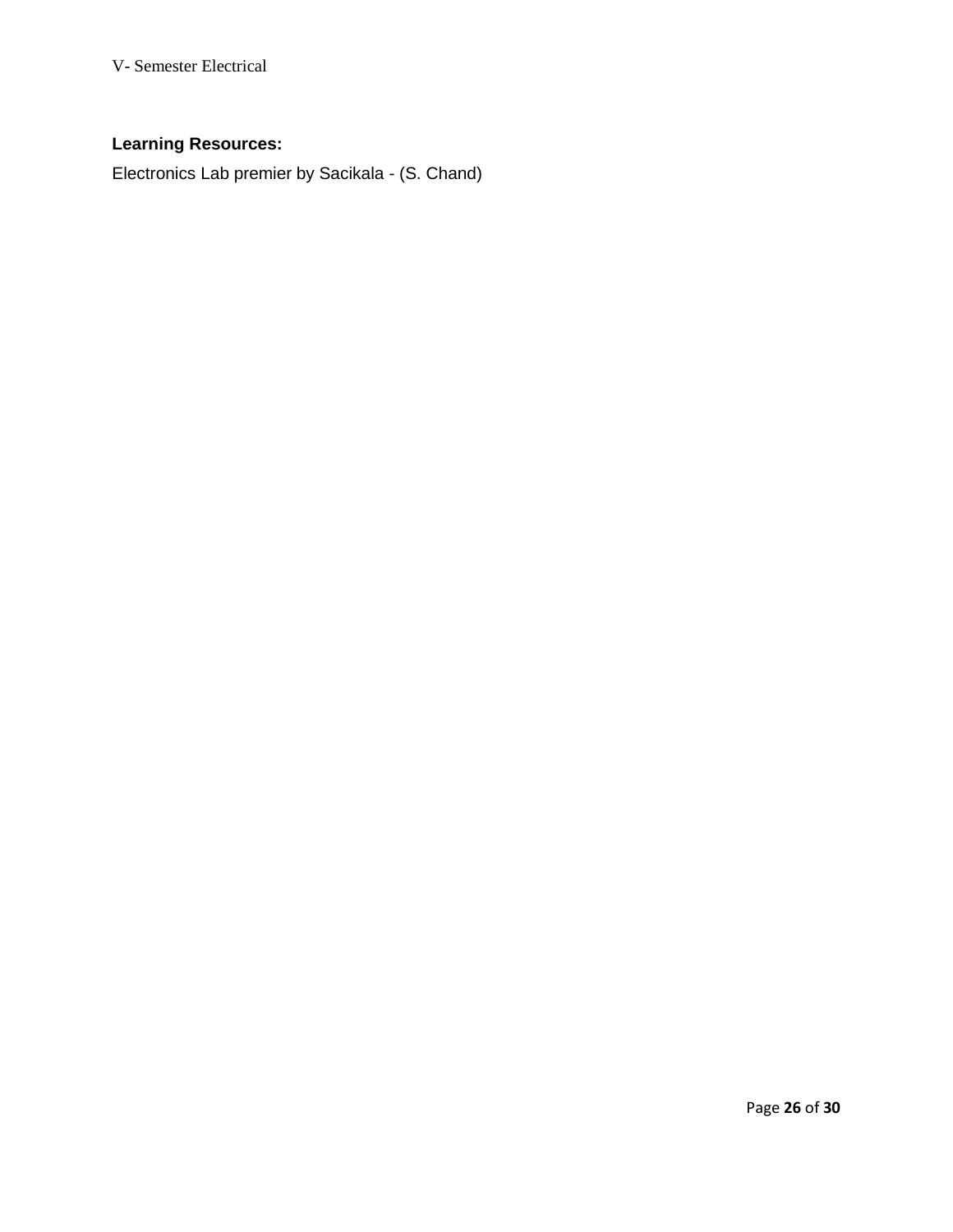**Learning Resources:**

Electronics Lab premier by Sacikala - (S. Chand)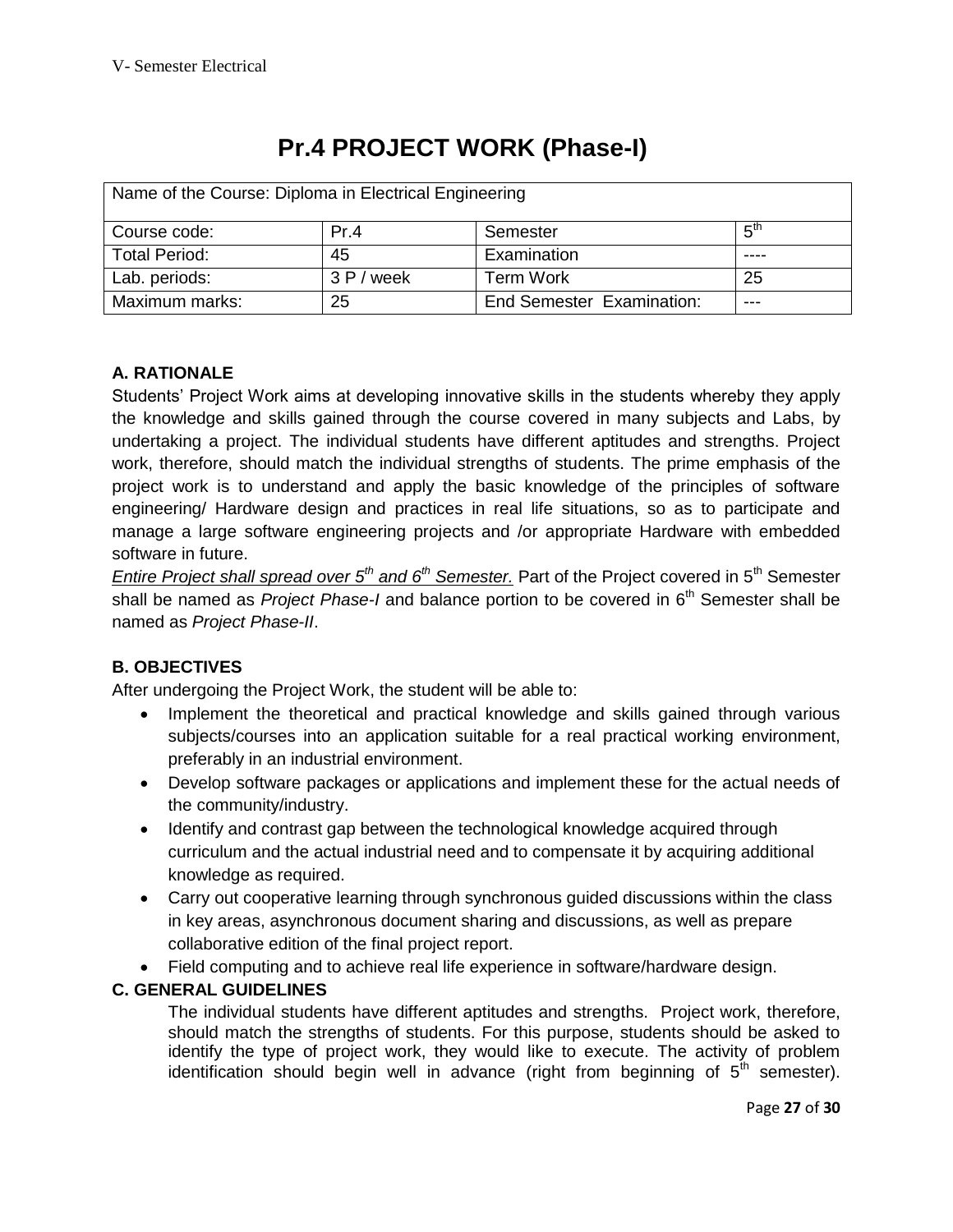# Pr.4 PROJECT WORK (Phase-I)

| Name of the Course: Diploma in Electrical Engineering | | | |
|---|---|---|---|
| Course code: | Pr.4 | Semester | 5th |
| Total Period: | 45 | Examination | ---- |
| Lab. periods: | 3 P / week | Term Work | 25 |
| Maximum marks: | 25 | End Semester Examination: | --- |

### A. RATIONALE

Students' Project Work aims at developing innovative skills in the students whereby they apply the knowledge and skills gained through the course covered in many subjects and Labs, by undertaking a project. The individual students have different aptitudes and strengths. Project work, therefore, should match the individual strengths of students. The prime emphasis of the project work is to understand and apply the basic knowledge of the principles of software engineering/ Hardware design and practices in real life situations, so as to participate and manage a large software engineering projects and /or appropriate Hardware with embedded software in future.

*Entire Project shall spread over 5th and 6th Semester.* Part of the Project covered in 5th Semester shall be named as *Project Phase-I* and balance portion to be covered in 6th Semester shall be named as *Project Phase-II*.

### B. OBJECTIVES

After undergoing the Project Work, the student will be able to:

- Implement the theoretical and practical knowledge and skills gained through various subjects/courses into an application suitable for a real practical working environment, preferably in an industrial environment.
- Develop software packages or applications and implement these for the actual needs of the community/industry.
- Identify and contrast gap between the technological knowledge acquired through curriculum and the actual industrial need and to compensate it by acquiring additional knowledge as required.
- Carry out cooperative learning through synchronous guided discussions within the class in key areas, asynchronous document sharing and discussions, as well as prepare collaborative edition of the final project report.
- Field computing and to achieve real life experience in software/hardware design.

### C. GENERAL GUIDELINES

The individual students have different aptitudes and strengths. Project work, therefore, should match the strengths of students. For this purpose, students should be asked to identify the type of project work, they would like to execute. The activity of problem identification should begin well in advance (right from beginning of 5th semester).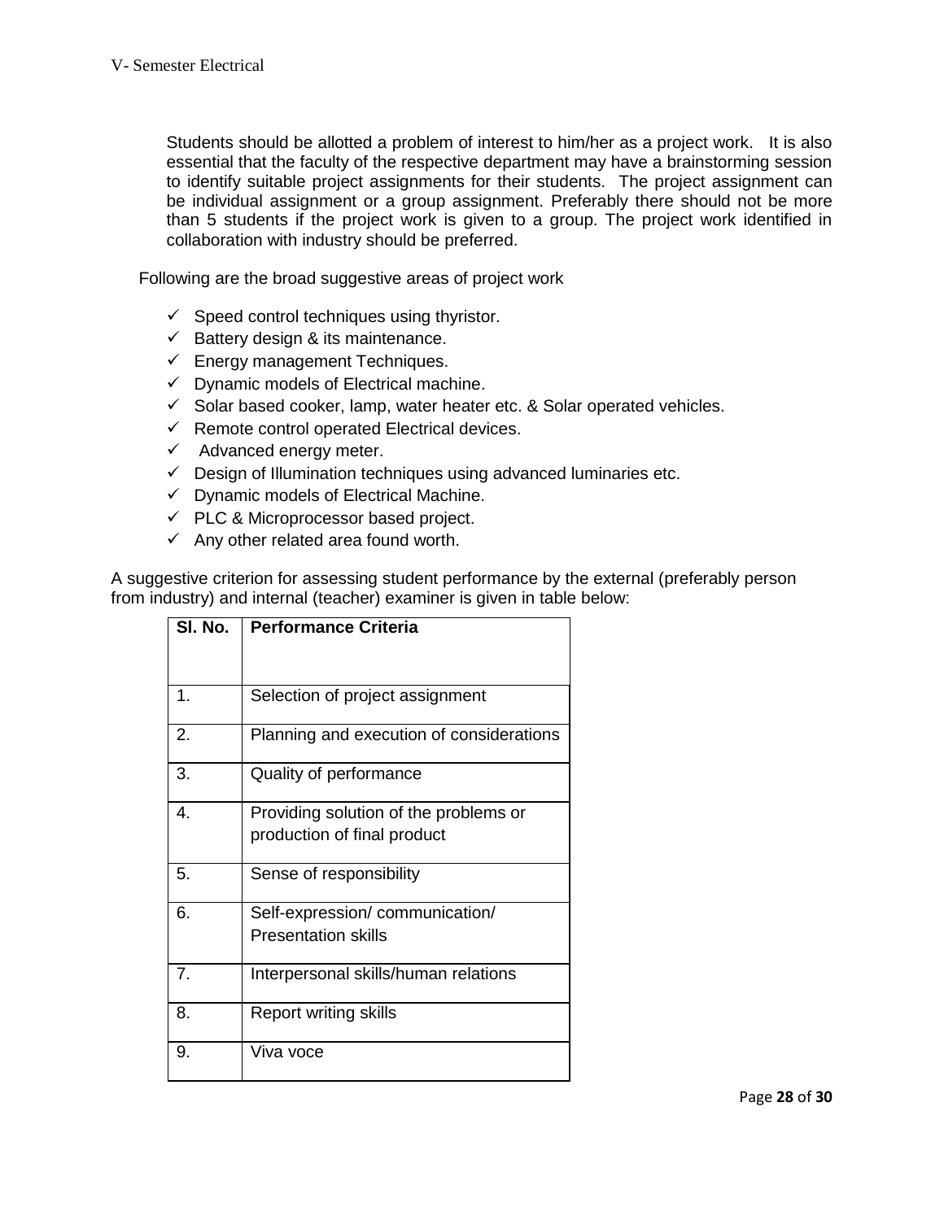Students should be allotted a problem of interest to him/her as a project work. It is also essential that the faculty of the respective department may have a brainstorming session to identify suitable project assignments for their students. The project assignment can be individual assignment or a group assignment. Preferably there should not be more than 5 students if the project work is given to a group. The project work identified in collaboration with industry should be preferred.

Following are the broad suggestive areas of project work

- ✓ Speed control techniques using thyristor.
- ✓ Battery design & its maintenance.
- ✓ Energy management Techniques.
- ✓ Dynamic models of Electrical machine.
- ✓ Solar based cooker, lamp, water heater etc. & Solar operated vehicles.
- ✓ Remote control operated Electrical devices.
- ✓ Advanced energy meter.
- ✓ Design of Illumination techniques using advanced luminaries etc.
- ✓ Dynamic models of Electrical Machine.
- ✓ PLC & Microprocessor based project.
- ✓ Any other related area found worth.

A suggestive criterion for assessing student performance by the external (preferably person from industry) and internal (teacher) examiner is given in table below:

| Sl. No. | Performance Criteria |
|---|---|
| 1. | Selection of project assignment |
| 2. | Planning and execution of considerations |
| 3. | Quality of performance |
| 4. | Providing solution of the problems or production of final product |
| 5. | Sense of responsibility |
| 6. | Self-expression/ communication/ Presentation skills |
| 7. | Interpersonal skills/human relations |
| 8. | Report writing skills |
| 9. | Viva voce |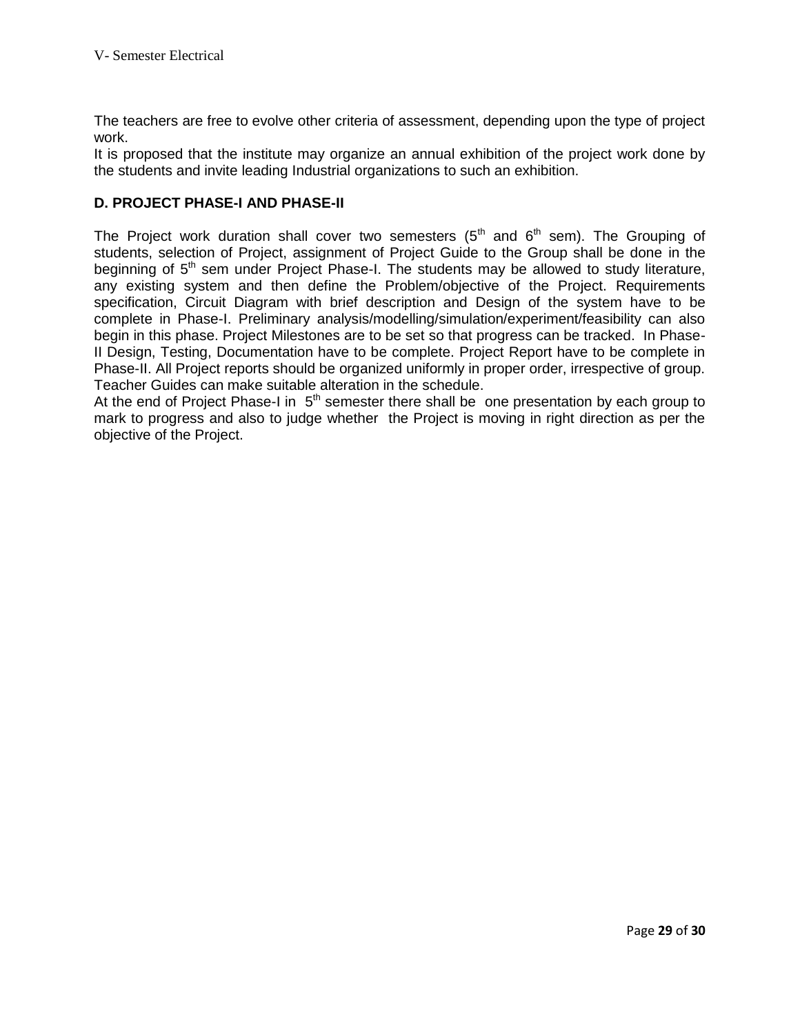The teachers are free to evolve other criteria of assessment, depending upon the type of project work.

It is proposed that the institute may organize an annual exhibition of the project work done by the students and invite leading Industrial organizations to such an exhibition.

**D. PROJECT PHASE-I AND PHASE-II**

The Project work duration shall cover two semesters ($5^{th}$ and $6^{th}$ sem). The Grouping of students, selection of Project, assignment of Project Guide to the Group shall be done in the beginning of $5^{th}$ sem under Project Phase-I. The students may be allowed to study literature, any existing system and then define the Problem/objective of the Project. Requirements specification, Circuit Diagram with brief description and Design of the system have to be complete in Phase-I. Preliminary analysis/modelling/simulation/experiment/feasibility can also begin in this phase. Project Milestones are to be set so that progress can be tracked. In Phase-II Design, Testing, Documentation have to be complete. Project Report have to be complete in Phase-II. All Project reports should be organized uniformly in proper order, irrespective of group. Teacher Guides can make suitable alteration in the schedule.

At the end of Project Phase-I in $5^{th}$ semester there shall be one presentation by each group to mark to progress and also to judge whether the Project is moving in right direction as per the objective of the Project.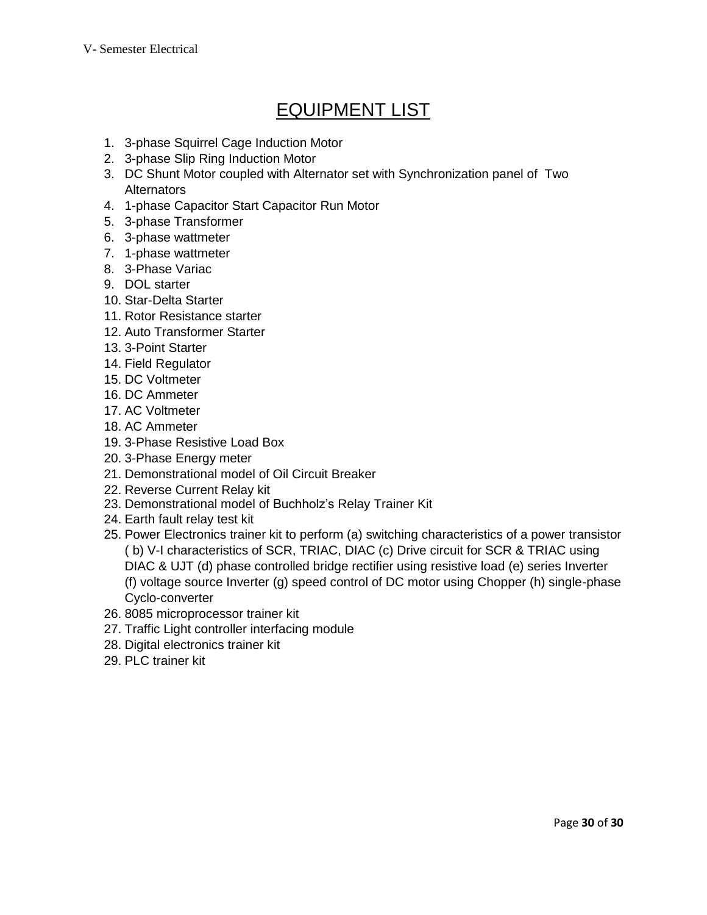# EQUIPMENT LIST

1. 3-phase Squirrel Cage Induction Motor
2. 3-phase Slip Ring Induction Motor
3. DC Shunt Motor coupled with Alternator set with Synchronization panel of Two Alternators
4. 1-phase Capacitor Start Capacitor Run Motor
5. 3-phase Transformer
6. 3-phase wattmeter
7. 1-phase wattmeter
8. 3-Phase Variac
9. DOL starter
10. Star-Delta Starter
11. Rotor Resistance starter
12. Auto Transformer Starter
13. 3-Point Starter
14. Field Regulator
15. DC Voltmeter
16. DC Ammeter
17. AC Voltmeter
18. AC Ammeter
19. 3-Phase Resistive Load Box
20. 3-Phase Energy meter
21. Demonstrational model of Oil Circuit Breaker
22. Reverse Current Relay kit
23. Demonstrational model of Buchholz's Relay Trainer Kit
24. Earth fault relay test kit
25. Power Electronics trainer kit to perform (a) switching characteristics of a power transistor ( b) V-I characteristics of SCR, TRIAC, DIAC (c) Drive circuit for SCR & TRIAC using DIAC & UJT (d) phase controlled bridge rectifier using resistive load (e) series Inverter (f) voltage source Inverter (g) speed control of DC motor using Chopper (h) single-phase Cyclo-converter
26. 8085 microprocessor trainer kit
27. Traffic Light controller interfacing module
28. Digital electronics trainer kit
29. PLC trainer kit